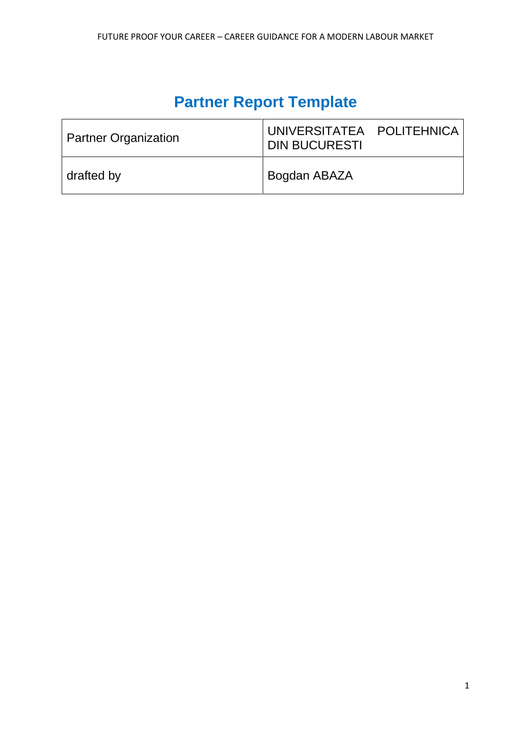# Partner Report Template

| Partner Organization | UNIVERSITATEA POLITEHNICA DIN BUCURESTI |
|---|---|
| drafted by | Bogdan ABAZA |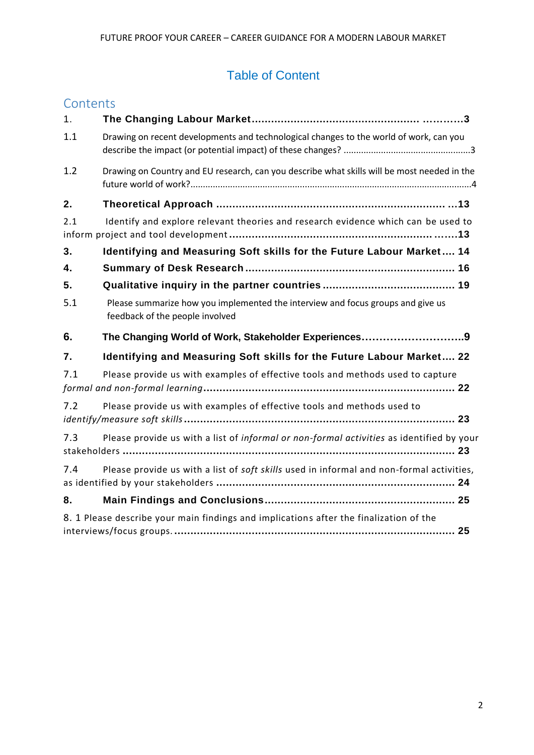# Table of Content

## Contents

1. **The Changing Labour Market** .................................................... ............3

1.1 Drawing on recent developments and technological changes to the world of work, can you describe the impact (or potential impact) of these changes? ..................................................3

1.2 Drawing on Country and EU research, can you describe what skills will be most needed in the future world of work?...............................................................................................................4

2. **Theoretical Approach** ........................................................................ ...13

2.1 Identify and explore relevant theories and research evidence which can be used to inform project and tool development ............................................................... .......13

3. **Identifying and Measuring Soft skills for the Future Labour Market** .... 14

4. **Summary of Desk Research** ................................................................. 16

5. **Qualitative inquiry in the partner countries** ......................................... 19

5.1 Please summarize how you implemented the interview and focus groups and give us feedback of the people involved

6. **The Changing World of Work, Stakeholder Experiences**………………………..9

7. **Identifying and Measuring Soft skills for the Future Labour Market** .... 22

7.1 Please provide us with examples of effective tools and methods used to capture *formal and non-formal learning* .............................................................................. 22

7.2 Please provide us with examples of effective tools and methods used to *identify/measure soft skills* .................................................................................... 23

7.3 Please provide us with a list of *informal or non-formal activities* as identified by your stakeholders ..................................................................................................... 23

7.4 Please provide us with a list of *soft skills* used in informal and non-formal activities, as identified by your stakeholders .......................................................................... 24

8. **Main Findings and Conclusions** ........................................................... 25

8.1 Please describe your main findings and implications after the finalization of the interviews/focus groups. ....................................................................................... 25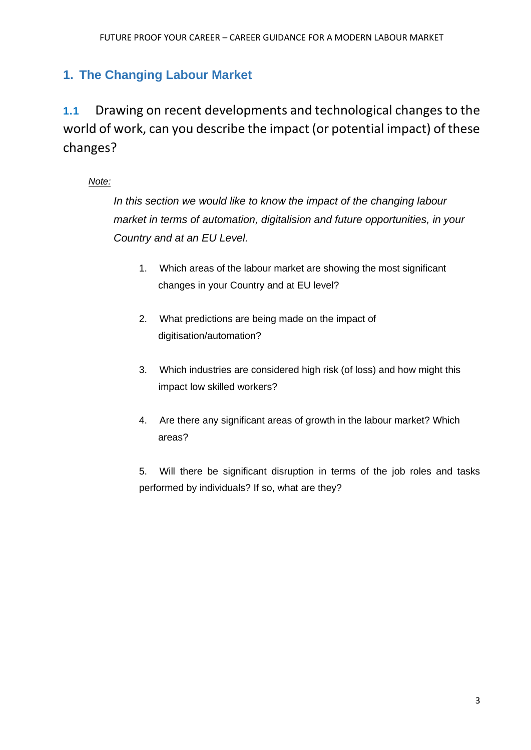## 1. The Changing Labour Market

### 1.1 Drawing on recent developments and technological changes to the world of work, can you describe the impact (or potential impact) of these changes?

*Note:*

*In this section we would like to know the impact of the changing labour market in terms of automation, digitalision and future opportunities, in your Country and at an EU Level.*

1. Which areas of the labour market are showing the most significant changes in your Country and at EU level?

2. What predictions are being made on the impact of digitisation/automation?

3. Which industries are considered high risk (of loss) and how might this impact low skilled workers?

4. Are there any significant areas of growth in the labour market? Which areas?

5. Will there be significant disruption in terms of the job roles and tasks performed by individuals? If so, what are they?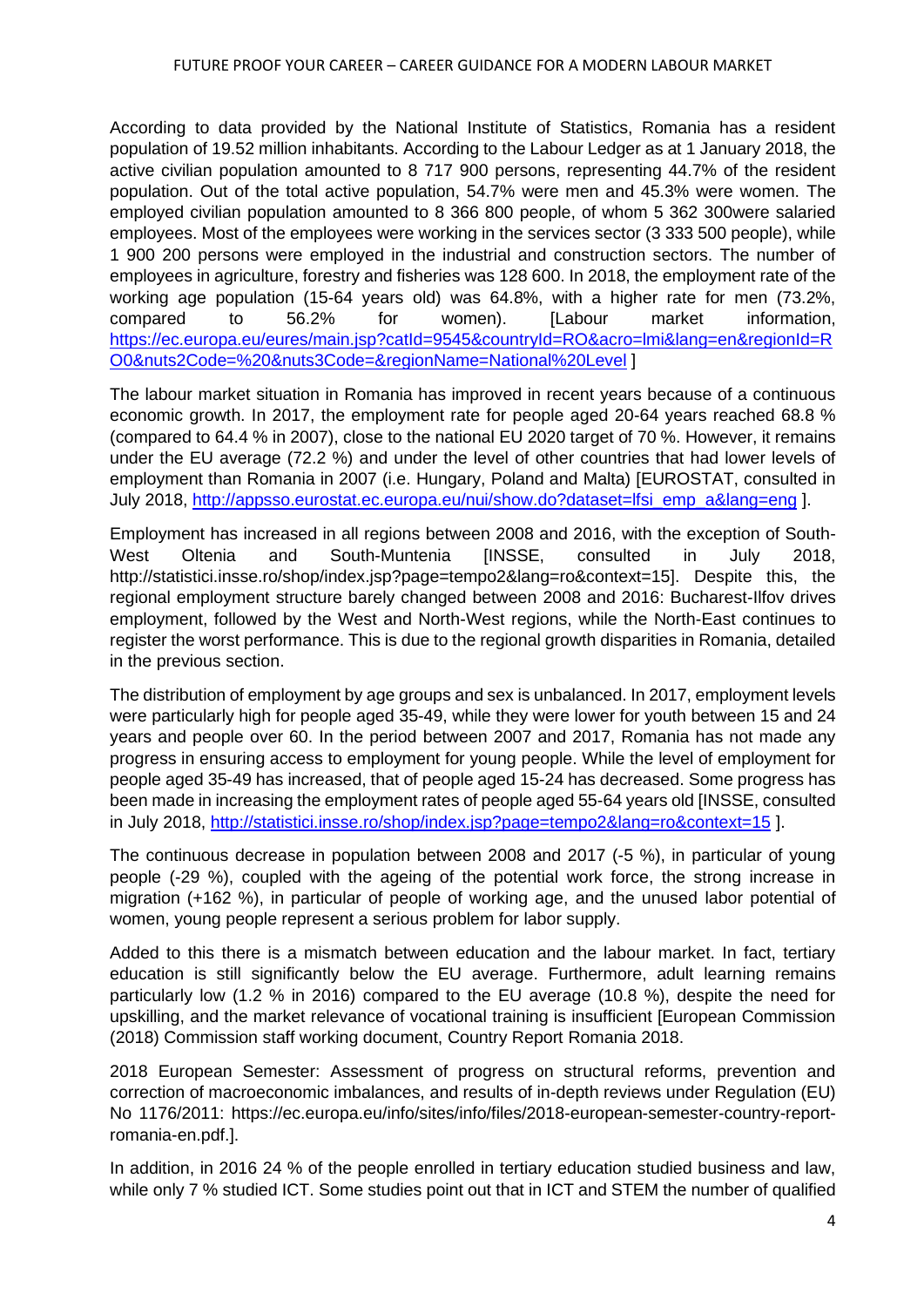According to data provided by the National Institute of Statistics, Romania has a resident population of 19.52 million inhabitants. According to the Labour Ledger as at 1 January 2018, the active civilian population amounted to 8 717 900 persons, representing 44.7% of the resident population. Out of the total active population, 54.7% were men and 45.3% were women. The employed civilian population amounted to 8 366 800 people, of whom 5 362 300were salaried employees. Most of the employees were working in the services sector (3 333 500 people), while 1 900 200 persons were employed in the industrial and construction sectors. The number of employees in agriculture, forestry and fisheries was 128 600. In 2018, the employment rate of the working age population (15-64 years old) was 64.8%, with a higher rate for men (73.2%, compared to 56.2% for women). [Labour market information, https://ec.europa.eu/eures/main.jsp?catId=9545&countryId=RO&acro=lmi&lang=en&regionId=RO0&nuts2Code=%20&nuts3Code=&regionName=National%20Level ]

The labour market situation in Romania has improved in recent years because of a continuous economic growth. In 2017, the employment rate for people aged 20-64 years reached 68.8 % (compared to 64.4 % in 2007), close to the national EU 2020 target of 70 %. However, it remains under the EU average (72.2 %) and under the level of other countries that had lower levels of employment than Romania in 2007 (i.e. Hungary, Poland and Malta) [EUROSTAT, consulted in July 2018, http://appsso.eurostat.ec.europa.eu/nui/show.do?dataset=lfsi_emp_a&lang=eng ].

Employment has increased in all regions between 2008 and 2016, with the exception of South-West Oltenia and South-Muntenia [INSSE, consulted in July 2018, http://statistici.insse.ro/shop/index.jsp?page=tempo2&lang=ro&context=15]. Despite this, the regional employment structure barely changed between 2008 and 2016: Bucharest-Ilfov drives employment, followed by the West and North-West regions, while the North-East continues to register the worst performance. This is due to the regional growth disparities in Romania, detailed in the previous section.

The distribution of employment by age groups and sex is unbalanced. In 2017, employment levels were particularly high for people aged 35-49, while they were lower for youth between 15 and 24 years and people over 60. In the period between 2007 and 2017, Romania has not made any progress in ensuring access to employment for young people. While the level of employment for people aged 35-49 has increased, that of people aged 15-24 has decreased. Some progress has been made in increasing the employment rates of people aged 55-64 years old [INSSE, consulted in July 2018, http://statistici.insse.ro/shop/index.jsp?page=tempo2&lang=ro&context=15 ].

The continuous decrease in population between 2008 and 2017 (-5 %), in particular of young people (-29 %), coupled with the ageing of the potential work force, the strong increase in migration (+162 %), in particular of people of working age, and the unused labor potential of women, young people represent a serious problem for labor supply.

Added to this there is a mismatch between education and the labour market. In fact, tertiary education is still significantly below the EU average. Furthermore, adult learning remains particularly low (1.2 % in 2016) compared to the EU average (10.8 %), despite the need for upskilling, and the market relevance of vocational training is insufficient [European Commission (2018) Commission staff working document, Country Report Romania 2018.

2018 European Semester: Assessment of progress on structural reforms, prevention and correction of macroeconomic imbalances, and results of in-depth reviews under Regulation (EU) No 1176/2011: https://ec.europa.eu/info/sites/info/files/2018-european-semester-country-report-romania-en.pdf.].

In addition, in 2016 24 % of the people enrolled in tertiary education studied business and law, while only 7 % studied ICT. Some studies point out that in ICT and STEM the number of qualified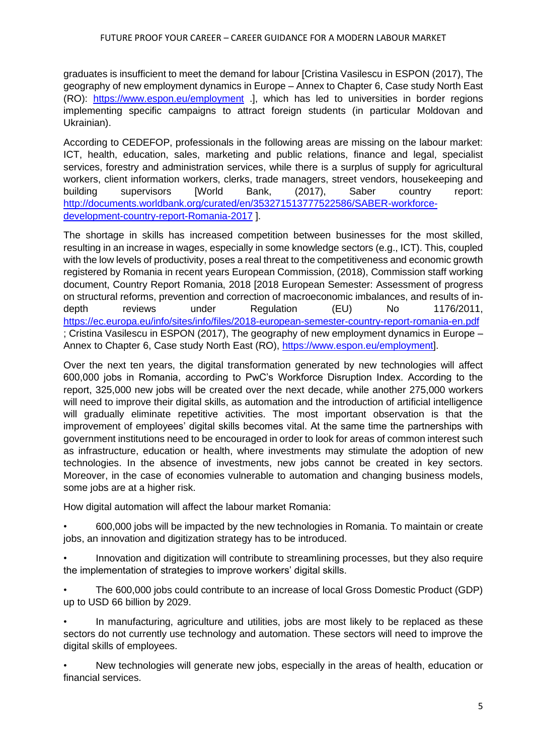graduates is insufficient to meet the demand for labour [Cristina Vasilescu in ESPON (2017), The geography of new employment dynamics in Europe – Annex to Chapter 6, Case study North East (RO): https://www.espon.eu/employment .], which has led to universities in border regions implementing specific campaigns to attract foreign students (in particular Moldovan and Ukrainian).

According to CEDEFOP, professionals in the following areas are missing on the labour market: ICT, health, education, sales, marketing and public relations, finance and legal, specialist services, forestry and administration services, while there is a surplus of supply for agricultural workers, client information workers, clerks, trade managers, street vendors, housekeeping and building supervisors [World Bank, (2017), Saber country report: http://documents.worldbank.org/curated/en/353271513777522586/SABER-workforce-development-country-report-Romania-2017 ].

The shortage in skills has increased competition between businesses for the most skilled, resulting in an increase in wages, especially in some knowledge sectors (e.g., ICT). This, coupled with the low levels of productivity, poses a real threat to the competitiveness and economic growth registered by Romania in recent years European Commission, (2018), Commission staff working document, Country Report Romania, 2018 [2018 European Semester: Assessment of progress on structural reforms, prevention and correction of macroeconomic imbalances, and results of in-depth reviews under Regulation (EU) No 1176/2011, https://ec.europa.eu/info/sites/info/files/2018-european-semester-country-report-romania-en.pdf ; Cristina Vasilescu in ESPON (2017), The geography of new employment dynamics in Europe – Annex to Chapter 6, Case study North East (RO), https://www.espon.eu/employment].

Over the next ten years, the digital transformation generated by new technologies will affect 600,000 jobs in Romania, according to PwC's Workforce Disruption Index. According to the report, 325,000 new jobs will be created over the next decade, while another 275,000 workers will need to improve their digital skills, as automation and the introduction of artificial intelligence will gradually eliminate repetitive activities. The most important observation is that the improvement of employees' digital skills becomes vital. At the same time the partnerships with government institutions need to be encouraged in order to look for areas of common interest such as infrastructure, education or health, where investments may stimulate the adoption of new technologies. In the absence of investments, new jobs cannot be created in key sectors. Moreover, in the case of economies vulnerable to automation and changing business models, some jobs are at a higher risk.

How digital automation will affect the labour market Romania:

- 600,000 jobs will be impacted by the new technologies in Romania. To maintain or create jobs, an innovation and digitization strategy has to be introduced.
- Innovation and digitization will contribute to streamlining processes, but they also require the implementation of strategies to improve workers' digital skills.
- The 600,000 jobs could contribute to an increase of local Gross Domestic Product (GDP) up to USD 66 billion by 2029.
- In manufacturing, agriculture and utilities, jobs are most likely to be replaced as these sectors do not currently use technology and automation. These sectors will need to improve the digital skills of employees.
- New technologies will generate new jobs, especially in the areas of health, education or financial services.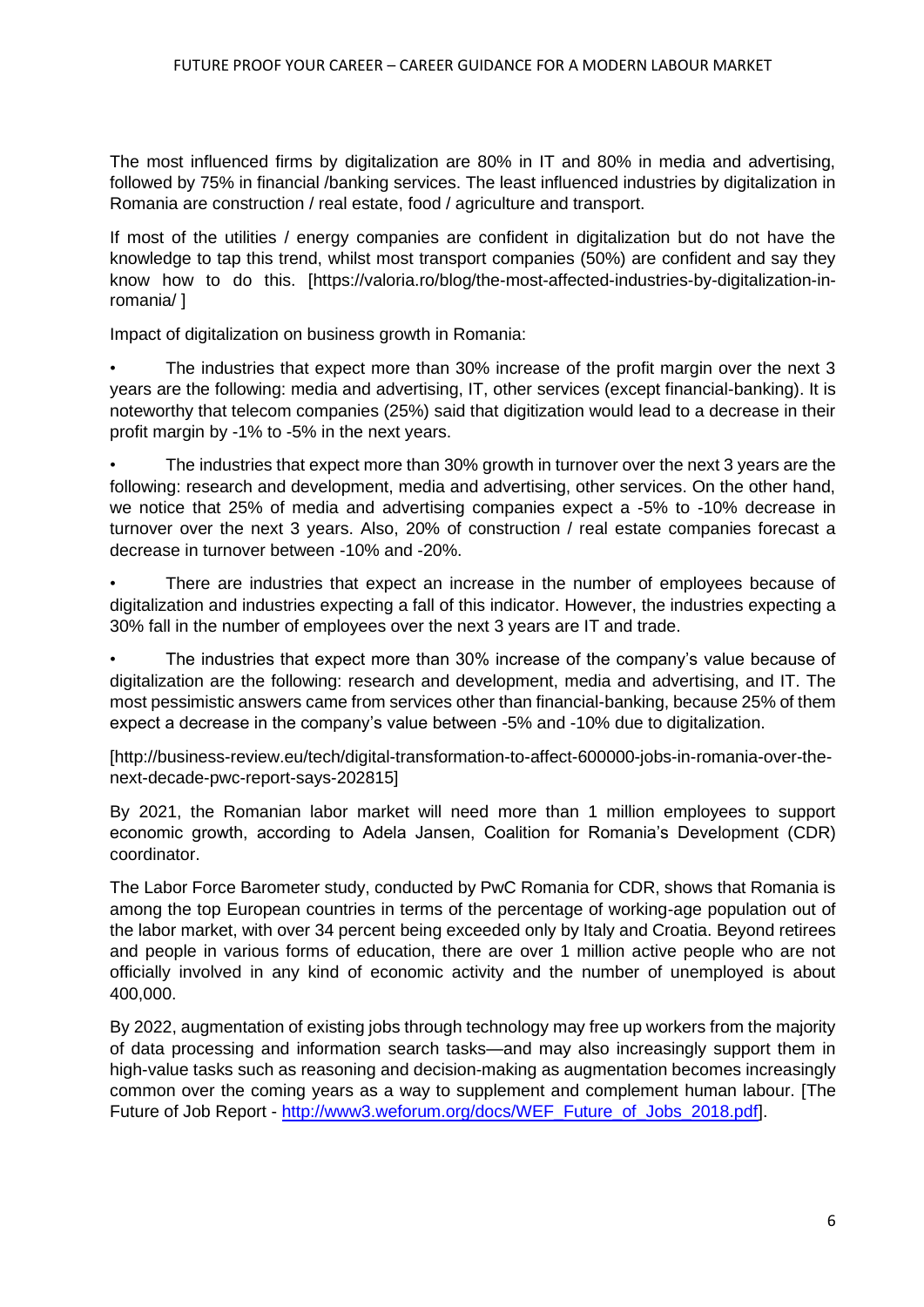The most influenced firms by digitalization are 80% in IT and 80% in media and advertising, followed by 75% in financial /banking services. The least influenced industries by digitalization in Romania are construction / real estate, food / agriculture and transport.

If most of the utilities / energy companies are confident in digitalization but do not have the knowledge to tap this trend, whilst most transport companies (50%) are confident and say they know how to do this. [https://valoria.ro/blog/the-most-affected-industries-by-digitalization-in-romania/ ]

Impact of digitalization on business growth in Romania:

- The industries that expect more than 30% increase of the profit margin over the next 3 years are the following: media and advertising, IT, other services (except financial-banking). It is noteworthy that telecom companies (25%) said that digitization would lead to a decrease in their profit margin by -1% to -5% in the next years.
- The industries that expect more than 30% growth in turnover over the next 3 years are the following: research and development, media and advertising, other services. On the other hand, we notice that 25% of media and advertising companies expect a -5% to -10% decrease in turnover over the next 3 years. Also, 20% of construction / real estate companies forecast a decrease in turnover between -10% and -20%.
- There are industries that expect an increase in the number of employees because of digitalization and industries expecting a fall of this indicator. However, the industries expecting a 30% fall in the number of employees over the next 3 years are IT and trade.
- The industries that expect more than 30% increase of the company's value because of digitalization are the following: research and development, media and advertising, and IT. The most pessimistic answers came from services other than financial-banking, because 25% of them expect a decrease in the company's value between -5% and -10% due to digitalization.

[http://business-review.eu/tech/digital-transformation-to-affect-600000-jobs-in-romania-over-the-next-decade-pwc-report-says-202815]

By 2021, the Romanian labor market will need more than 1 million employees to support economic growth, according to Adela Jansen, Coalition for Romania's Development (CDR) coordinator.

The Labor Force Barometer study, conducted by PwC Romania for CDR, shows that Romania is among the top European countries in terms of the percentage of working-age population out of the labor market, with over 34 percent being exceeded only by Italy and Croatia. Beyond retirees and people in various forms of education, there are over 1 million active people who are not officially involved in any kind of economic activity and the number of unemployed is about 400,000.

By 2022, augmentation of existing jobs through technology may free up workers from the majority of data processing and information search tasks—and may also increasingly support them in high-value tasks such as reasoning and decision-making as augmentation becomes increasingly common over the coming years as a way to supplement and complement human labour. [The Future of Job Report - http://www3.weforum.org/docs/WEF_Future_of_Jobs_2018.pdf].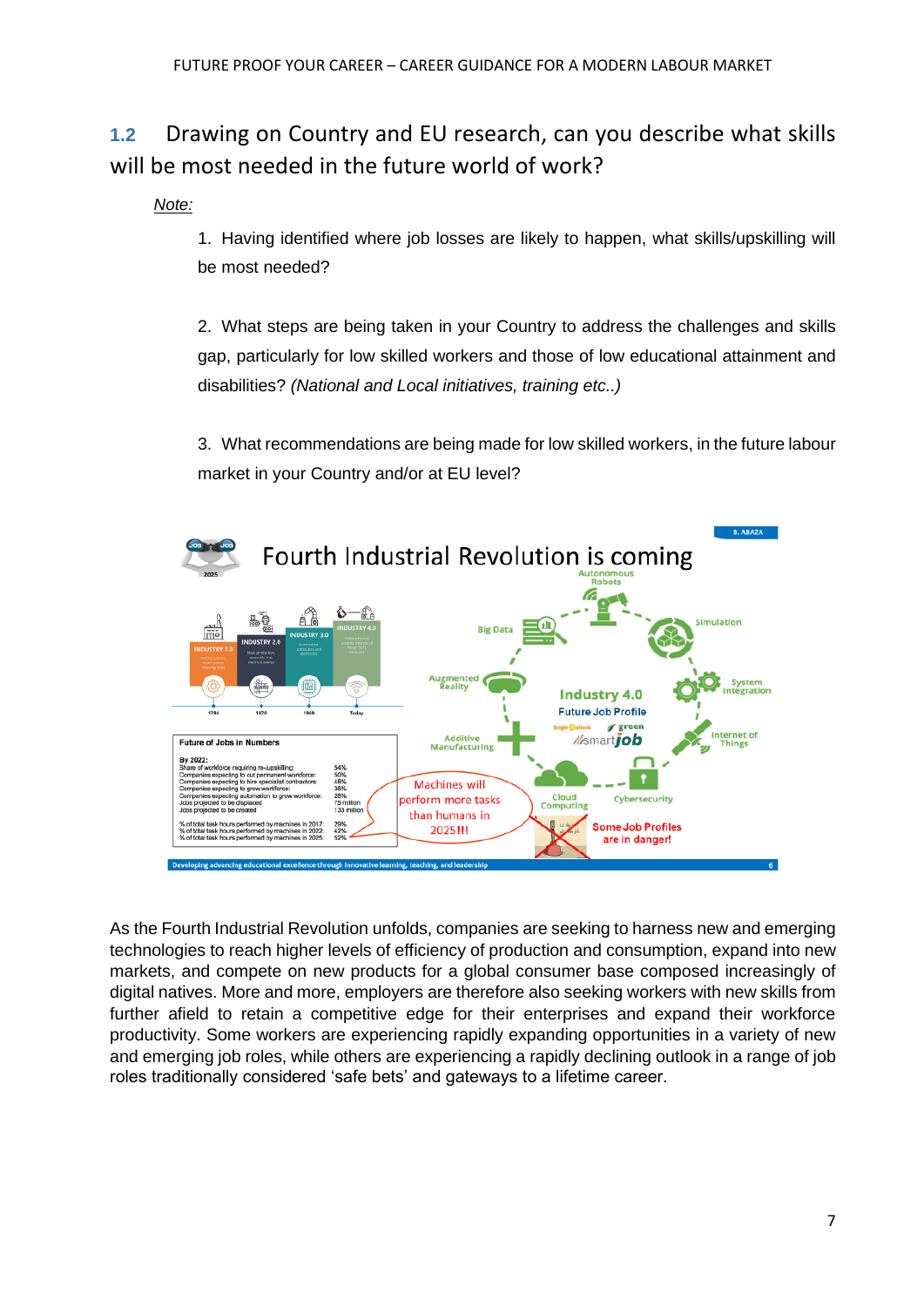## 1.2 Drawing on Country and EU research, can you describe what skills will be most needed in the future world of work?

*Note:*

1. Having identified where job losses are likely to happen, what skills/upskilling will be most needed?

2. What steps are being taken in your Country to address the challenges and skills gap, particularly for low skilled workers and those of low educational attainment and disabilities? *(National and Local initiatives, training etc..)*

3. What recommendations are being made for low skilled workers, in the future labour market in your Country and/or at EU level?

As the Fourth Industrial Revolution unfolds, companies are seeking to harness new and emerging technologies to reach higher levels of efficiency of production and consumption, expand into new markets, and compete on new products for a global consumer base composed increasingly of digital natives. More and more, employers are therefore also seeking workers with new skills from further afield to retain a competitive edge for their enterprises and expand their workforce productivity. Some workers are experiencing rapidly expanding opportunities in a variety of new and emerging job roles, while others are experiencing a rapidly declining outlook in a range of job roles traditionally considered 'safe bets' and gateways to a lifetime career.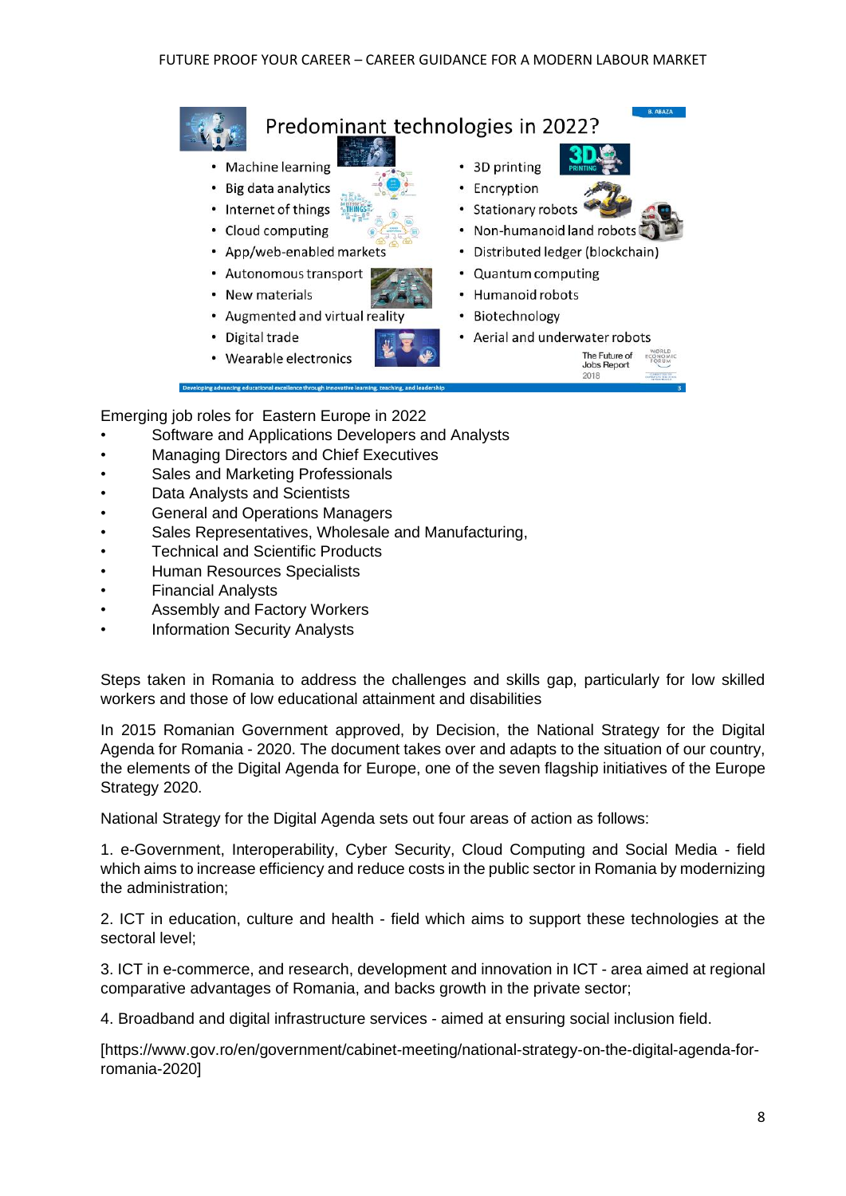## Predominant technologies in 2022?

- Machine learning
- Big data analytics
- Internet of things
- Cloud computing
- App/web-enabled markets
- Autonomous transport
- New materials
- Augmented and virtual reality
- Digital trade
- Wearable electronics
- 3D printing
- Encryption
- Stationary robots
- Non-humanoid land robots
- Distributed ledger (blockchain)
- Quantum computing
- Humanoid robots
- Biotechnology
- Aerial and underwater robots

The Future of Jobs Report 2018

Emerging job roles for Eastern Europe in 2022

- Software and Applications Developers and Analysts
- Managing Directors and Chief Executives
- Sales and Marketing Professionals
- Data Analysts and Scientists
- General and Operations Managers
- Sales Representatives, Wholesale and Manufacturing,
- Technical and Scientific Products
- Human Resources Specialists
- Financial Analysts
- Assembly and Factory Workers
- Information Security Analysts

Steps taken in Romania to address the challenges and skills gap, particularly for low skilled workers and those of low educational attainment and disabilities

In 2015 Romanian Government approved, by Decision, the National Strategy for the Digital Agenda for Romania - 2020. The document takes over and adapts to the situation of our country, the elements of the Digital Agenda for Europe, one of the seven flagship initiatives of the Europe Strategy 2020.

National Strategy for the Digital Agenda sets out four areas of action as follows:

1. e-Government, Interoperability, Cyber Security, Cloud Computing and Social Media - field which aims to increase efficiency and reduce costs in the public sector in Romania by modernizing the administration;

2. ICT in education, culture and health - field which aims to support these technologies at the sectoral level;

3. ICT in e-commerce, and research, development and innovation in ICT - area aimed at regional comparative advantages of Romania, and backs growth in the private sector;

4. Broadband and digital infrastructure services - aimed at ensuring social inclusion field.

[https://www.gov.ro/en/government/cabinet-meeting/national-strategy-on-the-digital-agenda-for-romania-2020]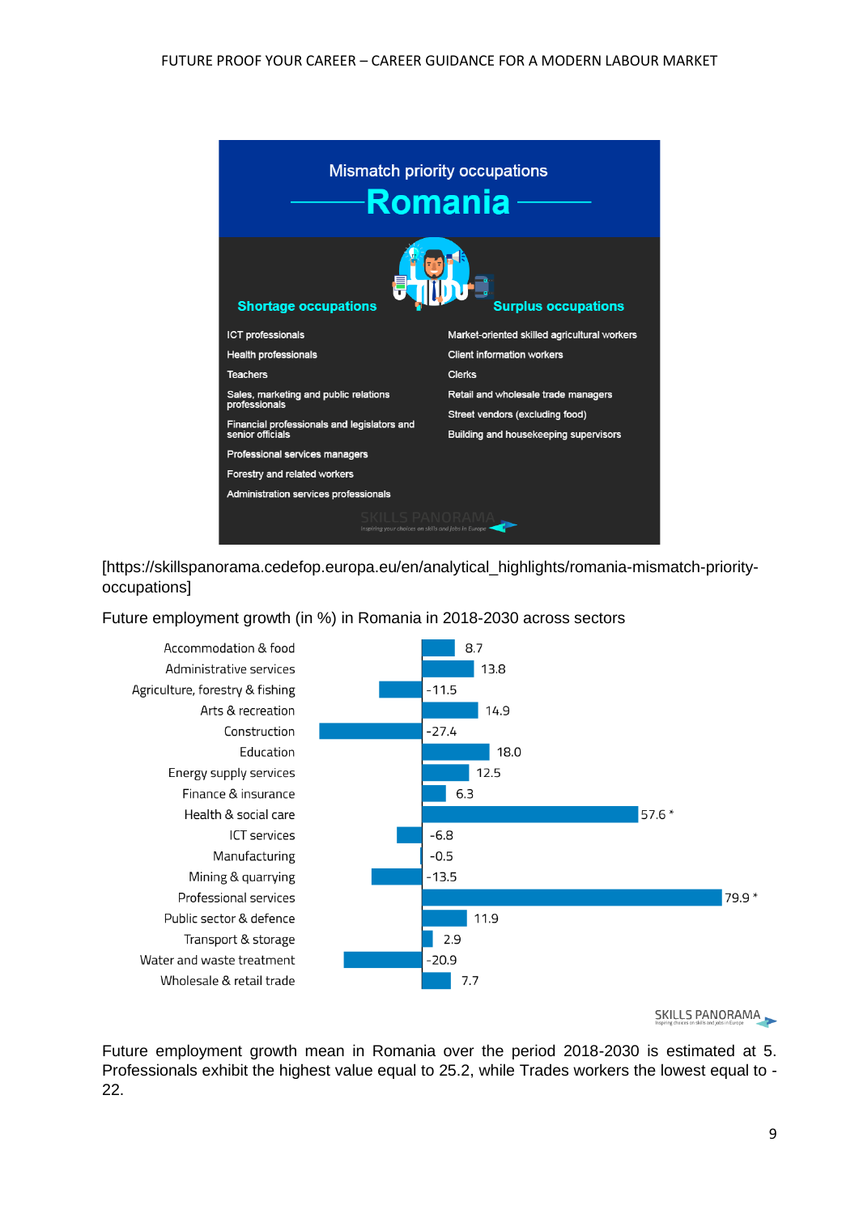**Mismatch priority occupations**

**Romania**

| Shortage occupations | Surplus occupations |
| --- | --- |
| ICT professionals | Market-oriented skilled agricultural workers |
| Health professionals | Client information workers |
| Teachers | Clerks |
| Sales, marketing and public relations professionals | Retail and wholesale trade managers |
| Financial professionals and legislators and senior officials | Street vendors (excluding food) |
| Professional services managers | Building and housekeeping supervisors |
| Forestry and related workers | |
| Administration services professionals | |

[https://skillspanorama.cedefop.europa.eu/en/analytical_highlights/romania-mismatch-priority-occupations]

Future employment growth (in %) in Romania in 2018-2030 across sectors

| Sector | Growth (%) |
| --- | --- |
| Accommodation & food | 8.7 |
| Administrative services | 13.8 |
| Agriculture, forestry & fishing | -11.5 |
| Arts & recreation | 14.9 |
| Construction | -27.4 |
| Education | 18.0 |
| Energy supply services | 12.5 |
| Finance & insurance | 6.3 |
| Health & social care | 57.6 * |
| ICT services | -6.8 |
| Manufacturing | -0.5 |
| Mining & quarrying | -13.5 |
| Professional services | 79.9 * |
| Public sector & defence | 11.9 |
| Transport & storage | 2.9 |
| Water and waste treatment | -20.9 |
| Wholesale & retail trade | 7.7 |

Future employment growth mean in Romania over the period 2018-2030 is estimated at 5. Professionals exhibit the highest value equal to 25.2, while Trades workers the lowest equal to -22.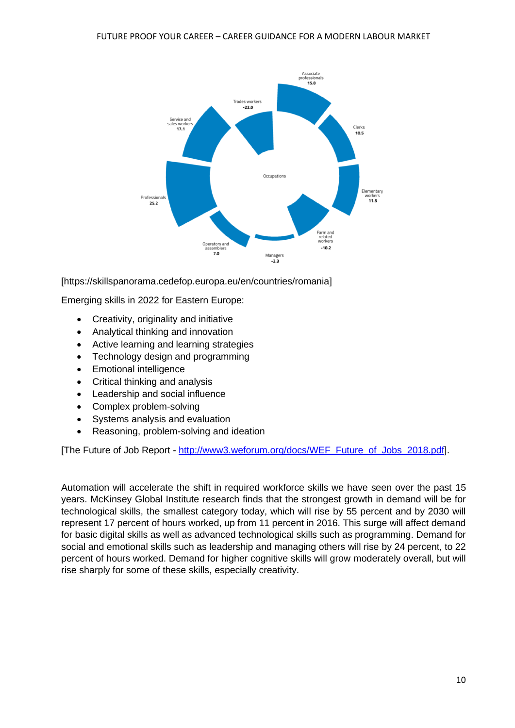Occupations

| Occupation | Value |
| --- | --- |
| Associate professionals | 15.8 |
| Clerks | 10.5 |
| Elementary workers | 11.5 |
| Farm and related workers | -18.2 |
| Managers | -2.3 |
| Operators and assemblers | 7.0 |
| Professionals | 25.2 |
| Service and sales workers | 17.1 |
| Trades workers | -22.0 |

[https://skillspanorama.cedefop.europa.eu/en/countries/romania]

Emerging skills in 2022 for Eastern Europe:

- Creativity, originality and initiative
- Analytical thinking and innovation
- Active learning and learning strategies
- Technology design and programming
- Emotional intelligence
- Critical thinking and analysis
- Leadership and social influence
- Complex problem-solving
- Systems analysis and evaluation
- Reasoning, problem-solving and ideation

[The Future of Job Report - http://www3.weforum.org/docs/WEF_Future_of_Jobs_2018.pdf].

Automation will accelerate the shift in required workforce skills we have seen over the past 15 years. McKinsey Global Institute research finds that the strongest growth in demand will be for technological skills, the smallest category today, which will rise by 55 percent and by 2030 will represent 17 percent of hours worked, up from 11 percent in 2016. This surge will affect demand for basic digital skills as well as advanced technological skills such as programming. Demand for social and emotional skills such as leadership and managing others will rise by 24 percent, to 22 percent of hours worked. Demand for higher cognitive skills will grow moderately overall, but will rise sharply for some of these skills, especially creativity.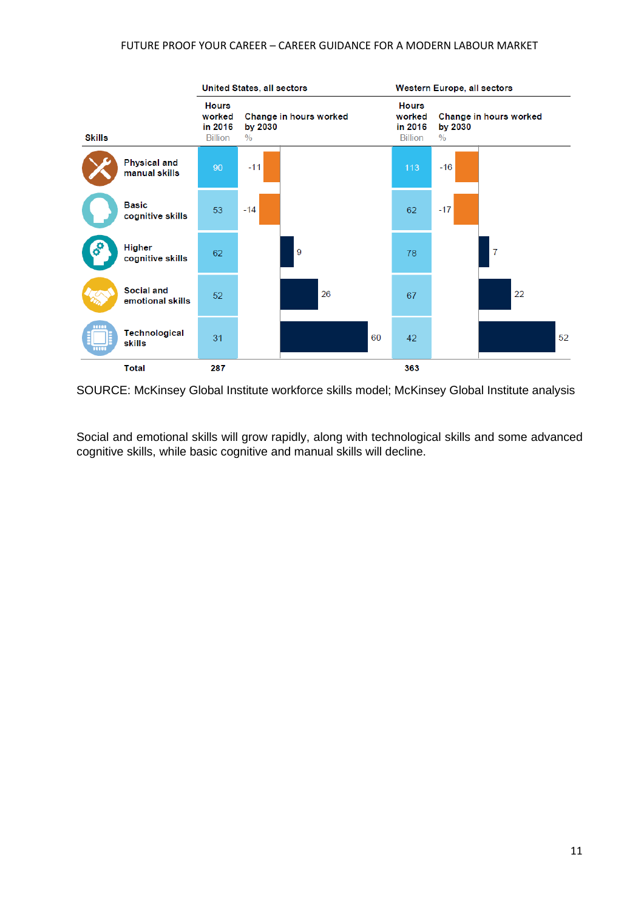| Skills | United States, all sectors | | Western Europe, all sectors | |
|---|---|---|---|---|
| | Hours worked in 2016 (Billion) | Change in hours worked by 2030 (%) | Hours worked in 2016 (Billion) | Change in hours worked by 2030 (%) |
| Physical and manual skills | 90 | -11 | 113 | -16 |
| Basic cognitive skills | 53 | -14 | 62 | -17 |
| Higher cognitive skills | 62 | 9 | 78 | 7 |
| Social and emotional skills | 52 | 26 | 67 | 22 |
| Technological skills | 31 | 60 | 42 | 52 |
| Total | 287 | | 363 | |

SOURCE: McKinsey Global Institute workforce skills model; McKinsey Global Institute analysis

Social and emotional skills will grow rapidly, along with technological skills and some advanced cognitive skills, while basic cognitive and manual skills will decline.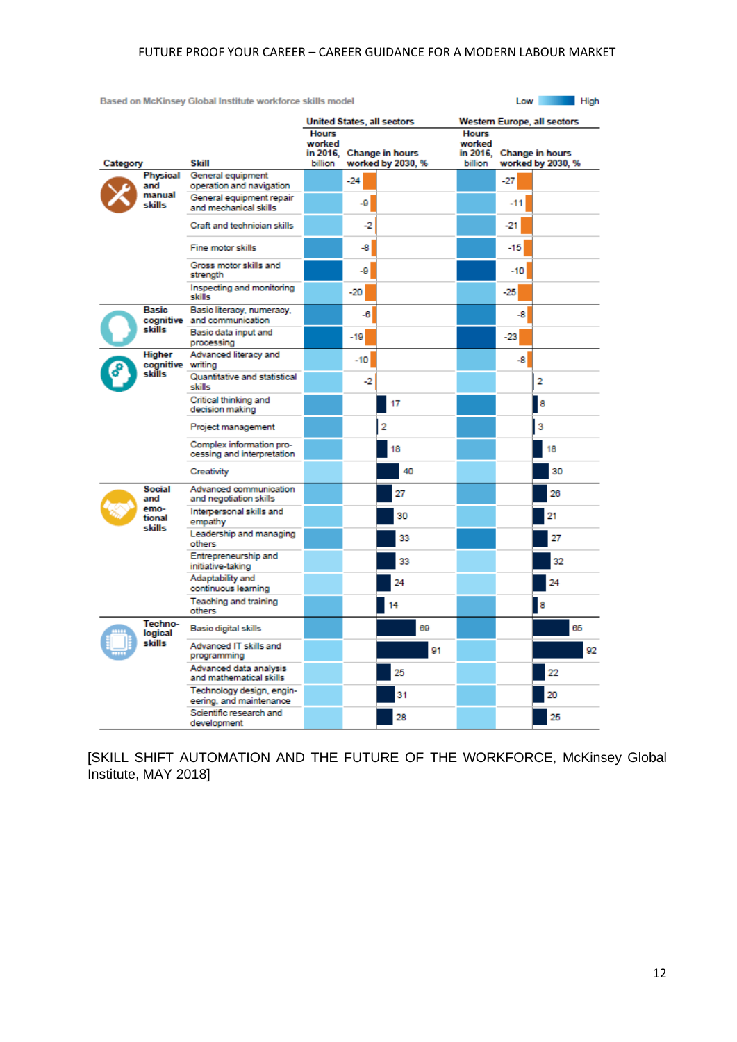Based on McKinsey Global Institute workforce skills model

| Category | Skill | United States, all sectors: Hours worked in 2016, billion | United States, all sectors: Change in hours worked by 2030, % | Western Europe, all sectors: Hours worked in 2016, billion | Western Europe, all sectors: Change in hours worked by 2030, % |
|---|---|---|---|---|---|
| Physical and manual skills | General equipment operation and navigation | | -24 | | -27 |
| | General equipment repair and mechanical skills | | -9 | | -11 |
| | Craft and technician skills | | -2 | | -21 |
| | Fine motor skills | | -8 | | -15 |
| | Gross motor skills and strength | | -9 | | -10 |
| | Inspecting and monitoring skills | | -20 | | -25 |
| Basic cognitive skills | Basic literacy, numeracy, and communication | | -6 | | -8 |
| | Basic data input and processing | | -19 | | -23 |
| Higher cognitive skills | Advanced literacy and writing | | -10 | | -8 |
| | Quantitative and statistical skills | | -2 | | 2 |
| | Critical thinking and decision making | | 17 | | 8 |
| | Project management | | 2 | | 3 |
| | Complex information processing and interpretation | | 18 | | 18 |
| | Creativity | | 40 | | 30 |
| Social and emotional skills | Advanced communication and negotiation skills | | 27 | | 26 |
| | Interpersonal skills and empathy | | 30 | | 21 |
| | Leadership and managing others | | 33 | | 27 |
| | Entrepreneurship and initiative-taking | | 33 | | 32 |
| | Adaptability and continuous learning | | 24 | | 24 |
| | Teaching and training others | | 14 | | 8 |
| Technological skills | Basic digital skills | | 69 | | 65 |
| | Advanced IT skills and programming | | 91 | | 92 |
| | Advanced data analysis and mathematical skills | | 25 | | 22 |
| | Technology design, engineering, and maintenance | | 31 | | 20 |
| | Scientific research and development | | 28 | | 25 |

Hours worked in 2016 shown as shading scale: Low – High

[SKILL SHIFT AUTOMATION AND THE FUTURE OF THE WORKFORCE, McKinsey Global Institute, MAY 2018]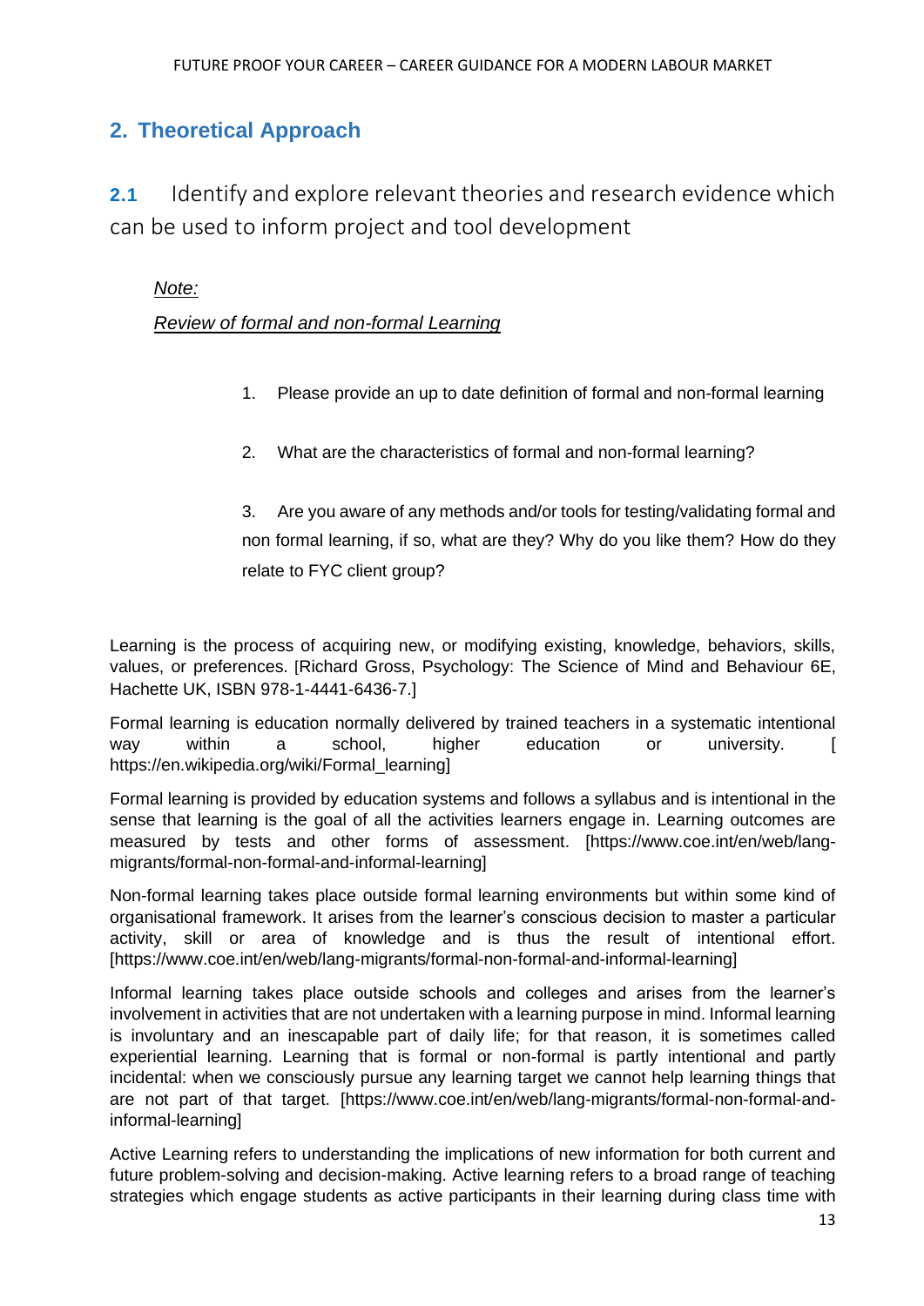## 2. Theoretical Approach

### 2.1 Identify and explore relevant theories and research evidence which can be used to inform project and tool development

*Note:*

*Review of formal and non-formal Learning*

1. Please provide an up to date definition of formal and non-formal learning
2. What are the characteristics of formal and non-formal learning?
3. Are you aware of any methods and/or tools for testing/validating formal and non formal learning, if so, what are they? Why do you like them? How do they relate to FYC client group?

Learning is the process of acquiring new, or modifying existing, knowledge, behaviors, skills, values, or preferences. [Richard Gross, Psychology: The Science of Mind and Behaviour 6E, Hachette UK, ISBN 978-1-4441-6436-7.]

Formal learning is education normally delivered by trained teachers in a systematic intentional way within a school, higher education or university. [ https://en.wikipedia.org/wiki/Formal_learning]

Formal learning is provided by education systems and follows a syllabus and is intentional in the sense that learning is the goal of all the activities learners engage in. Learning outcomes are measured by tests and other forms of assessment. [https://www.coe.int/en/web/lang-migrants/formal-non-formal-and-informal-learning]

Non-formal learning takes place outside formal learning environments but within some kind of organisational framework. It arises from the learner's conscious decision to master a particular activity, skill or area of knowledge and is thus the result of intentional effort. [https://www.coe.int/en/web/lang-migrants/formal-non-formal-and-informal-learning]

Informal learning takes place outside schools and colleges and arises from the learner's involvement in activities that are not undertaken with a learning purpose in mind. Informal learning is involuntary and an inescapable part of daily life; for that reason, it is sometimes called experiential learning. Learning that is formal or non-formal is partly intentional and partly incidental: when we consciously pursue any learning target we cannot help learning things that are not part of that target. [https://www.coe.int/en/web/lang-migrants/formal-non-formal-and-informal-learning]

Active Learning refers to understanding the implications of new information for both current and future problem-solving and decision-making. Active learning refers to a broad range of teaching strategies which engage students as active participants in their learning during class time with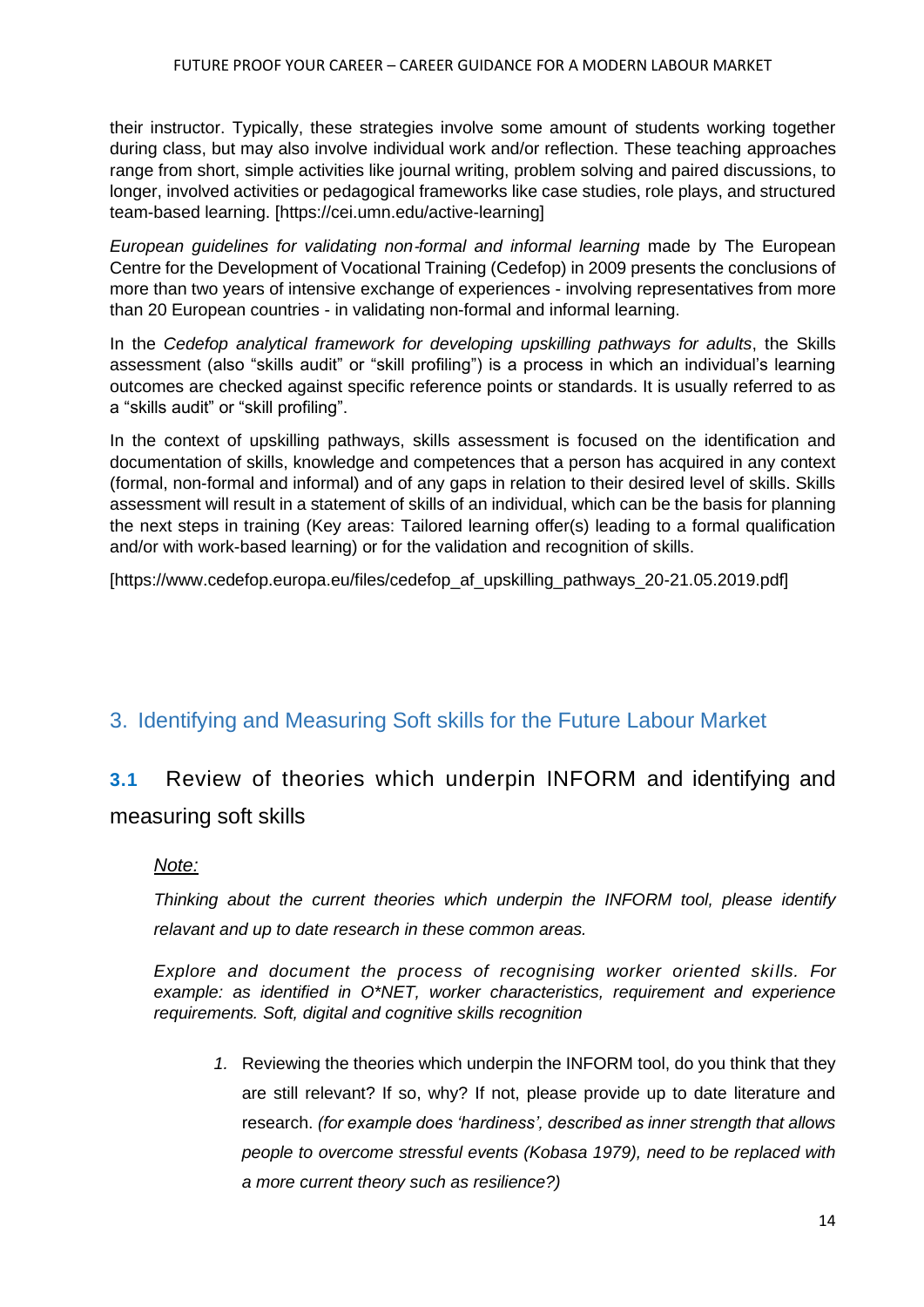their instructor. Typically, these strategies involve some amount of students working together during class, but may also involve individual work and/or reflection. These teaching approaches range from short, simple activities like journal writing, problem solving and paired discussions, to longer, involved activities or pedagogical frameworks like case studies, role plays, and structured team-based learning. [https://cei.umn.edu/active-learning]

*European guidelines for validating non-formal and informal learning* made by The European Centre for the Development of Vocational Training (Cedefop) in 2009 presents the conclusions of more than two years of intensive exchange of experiences - involving representatives from more than 20 European countries - in validating non-formal and informal learning.

In the *Cedefop analytical framework for developing upskilling pathways for adults*, the Skills assessment (also "skills audit" or "skill profiling") is a process in which an individual's learning outcomes are checked against specific reference points or standards. It is usually referred to as a "skills audit" or "skill profiling".

In the context of upskilling pathways, skills assessment is focused on the identification and documentation of skills, knowledge and competences that a person has acquired in any context (formal, non-formal and informal) and of any gaps in relation to their desired level of skills. Skills assessment will result in a statement of skills of an individual, which can be the basis for planning the next steps in training (Key areas: Tailored learning offer(s) leading to a formal qualification and/or with work-based learning) or for the validation and recognition of skills.

[https://www.cedefop.europa.eu/files/cedefop_af_upskilling_pathways_20-21.05.2019.pdf]

# 3. Identifying and Measuring Soft skills for the Future Labour Market

## 3.1 Review of theories which underpin INFORM and identifying and measuring soft skills

*Note:*

*Thinking about the current theories which underpin the INFORM tool, please identify relavant and up to date research in these common areas.*

*Explore and document the process of recognising worker oriented skills. For example: as identified in O*NET, worker characteristics, requirement and experience requirements. Soft, digital and cognitive skills recognition*

1. Reviewing the theories which underpin the INFORM tool, do you think that they are still relevant? If so, why? If not, please provide up to date literature and research. *(for example does 'hardiness', described as inner strength that allows people to overcome stressful events (Kobasa 1979), need to be replaced with a more current theory such as resilience?)*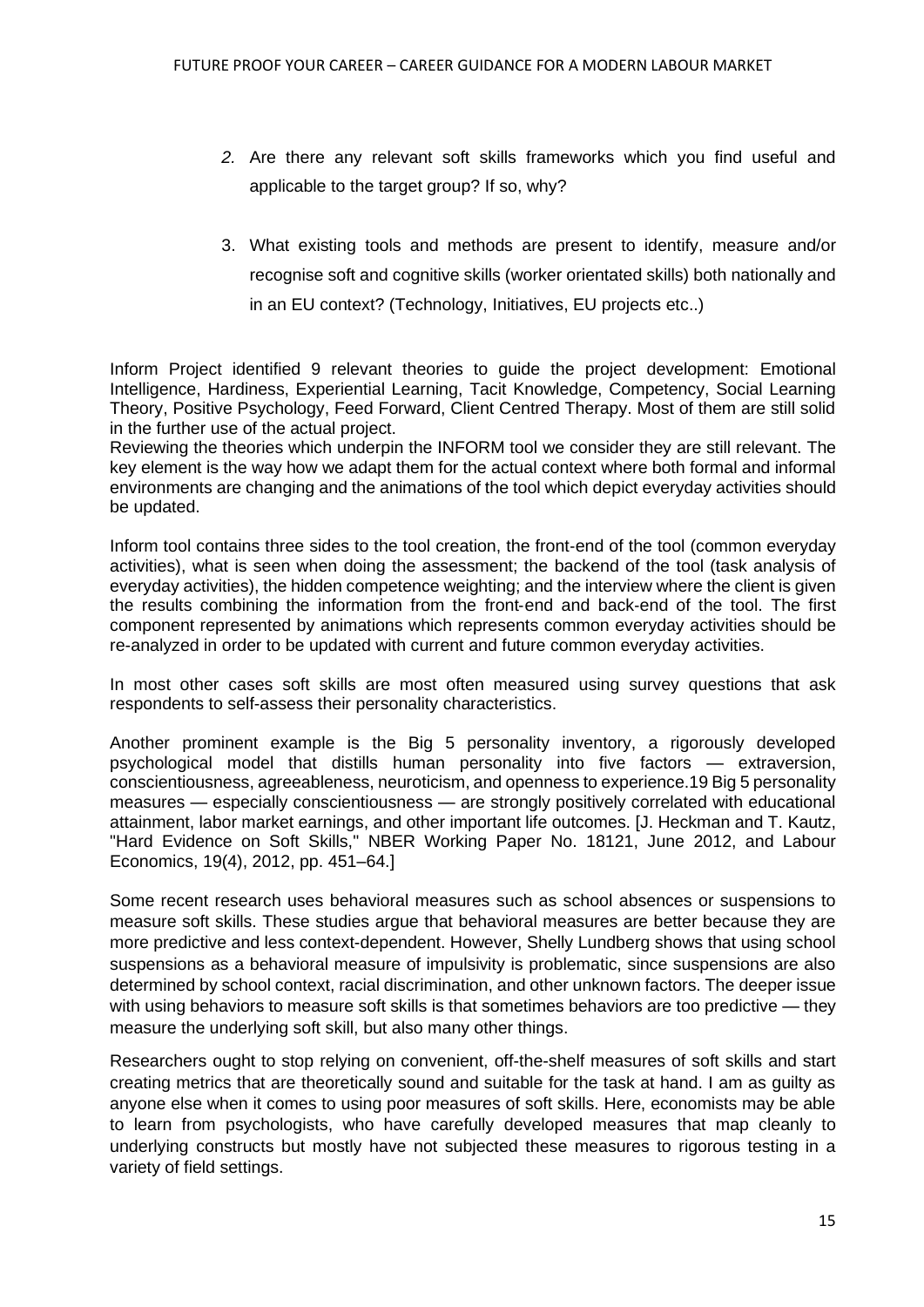2. Are there any relevant soft skills frameworks which you find useful and applicable to the target group? If so, why?

3. What existing tools and methods are present to identify, measure and/or recognise soft and cognitive skills (worker orientated skills) both nationally and in an EU context? (Technology, Initiatives, EU projects etc..)

Inform Project identified 9 relevant theories to guide the project development: Emotional Intelligence, Hardiness, Experiential Learning, Tacit Knowledge, Competency, Social Learning Theory, Positive Psychology, Feed Forward, Client Centred Therapy. Most of them are still solid in the further use of the actual project.

Reviewing the theories which underpin the INFORM tool we consider they are still relevant. The key element is the way how we adapt them for the actual context where both formal and informal environments are changing and the animations of the tool which depict everyday activities should be updated.

Inform tool contains three sides to the tool creation, the front-end of the tool (common everyday activities), what is seen when doing the assessment; the backend of the tool (task analysis of everyday activities), the hidden competence weighting; and the interview where the client is given the results combining the information from the front-end and back-end of the tool. The first component represented by animations which represents common everyday activities should be re-analyzed in order to be updated with current and future common everyday activities.

In most other cases soft skills are most often measured using survey questions that ask respondents to self-assess their personality characteristics.

Another prominent example is the Big 5 personality inventory, a rigorously developed psychological model that distills human personality into five factors — extraversion, conscientiousness, agreeableness, neuroticism, and openness to experience.19 Big 5 personality measures — especially conscientiousness — are strongly positively correlated with educational attainment, labor market earnings, and other important life outcomes. [J. Heckman and T. Kautz, "Hard Evidence on Soft Skills," NBER Working Paper No. 18121, June 2012, and Labour Economics, 19(4), 2012, pp. 451–64.]

Some recent research uses behavioral measures such as school absences or suspensions to measure soft skills. These studies argue that behavioral measures are better because they are more predictive and less context-dependent. However, Shelly Lundberg shows that using school suspensions as a behavioral measure of impulsivity is problematic, since suspensions are also determined by school context, racial discrimination, and other unknown factors. The deeper issue with using behaviors to measure soft skills is that sometimes behaviors are too predictive — they measure the underlying soft skill, but also many other things.

Researchers ought to stop relying on convenient, off-the-shelf measures of soft skills and start creating metrics that are theoretically sound and suitable for the task at hand. I am as guilty as anyone else when it comes to using poor measures of soft skills. Here, economists may be able to learn from psychologists, who have carefully developed measures that map cleanly to underlying constructs but mostly have not subjected these measures to rigorous testing in a variety of field settings.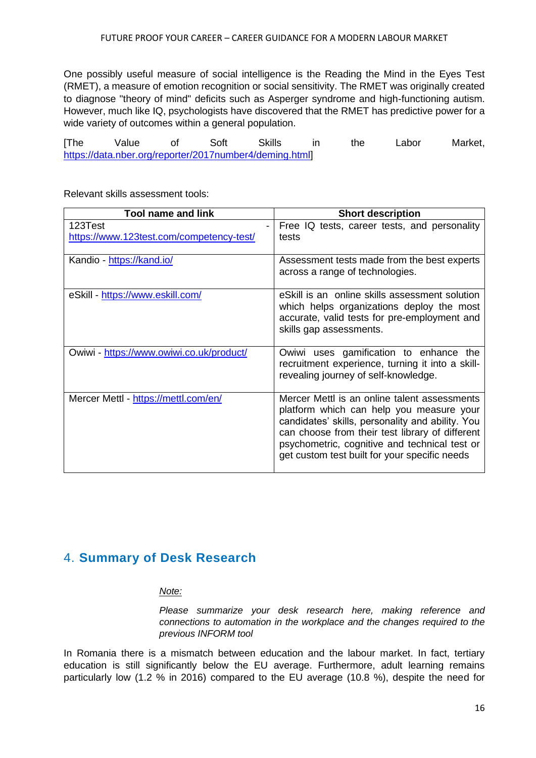One possibly useful measure of social intelligence is the Reading the Mind in the Eyes Test (RMET), a measure of emotion recognition or social sensitivity. The RMET was originally created to diagnose "theory of mind" deficits such as Asperger syndrome and high-functioning autism. However, much like IQ, psychologists have discovered that the RMET has predictive power for a wide variety of outcomes within a general population.

[The Value of Soft Skills in the Labor Market, https://data.nber.org/reporter/2017number4/deming.html]

Relevant skills assessment tools:

| Tool name and link | Short description |
|---|---|
| 123Test - https://www.123test.com/competency-test/ | Free IQ tests, career tests, and personality tests |
| Kandio - https://kand.io/ | Assessment tests made from the best experts across a range of technologies. |
| eSkill - https://www.eskill.com/ | eSkill is an online skills assessment solution which helps organizations deploy the most accurate, valid tests for pre-employment and skills gap assessments. |
| Owiwi - https://www.owiwi.co.uk/product/ | Owiwi uses gamification to enhance the recruitment experience, turning it into a skill-revealing journey of self-knowledge. |
| Mercer Mettl - https://mettl.com/en/ | Mercer Mettl is an online talent assessments platform which can help you measure your candidates' skills, personality and ability. You can choose from their test library of different psychometric, cognitive and technical test or get custom test built for your specific needs |

## 4. Summary of Desk Research

*Note:*

*Please summarize your desk research here, making reference and connections to automation in the workplace and the changes required to the previous INFORM tool*

In Romania there is a mismatch between education and the labour market. In fact, tertiary education is still significantly below the EU average. Furthermore, adult learning remains particularly low (1.2 % in 2016) compared to the EU average (10.8 %), despite the need for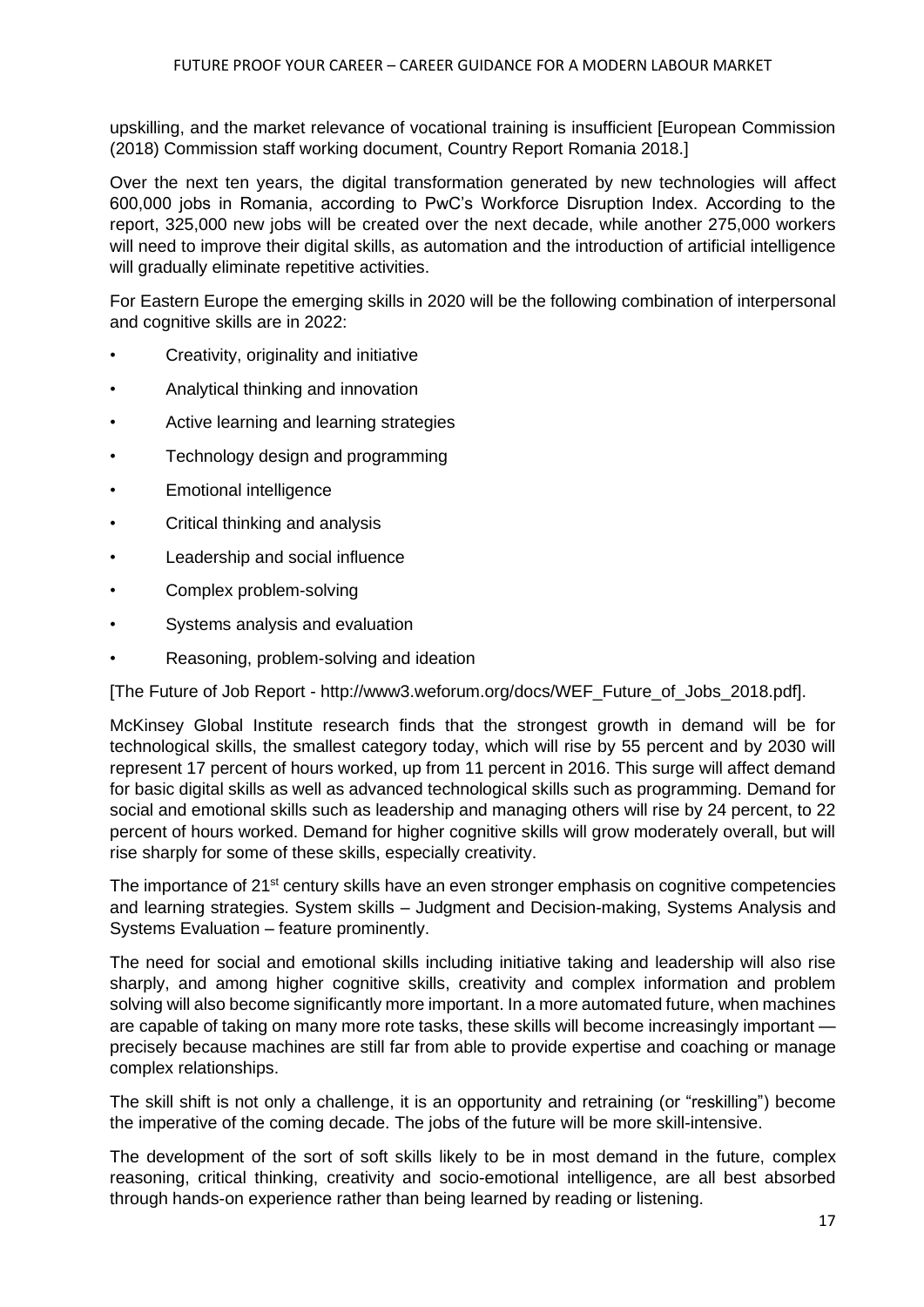upskilling, and the market relevance of vocational training is insufficient [European Commission (2018) Commission staff working document, Country Report Romania 2018.]

Over the next ten years, the digital transformation generated by new technologies will affect 600,000 jobs in Romania, according to PwC's Workforce Disruption Index. According to the report, 325,000 new jobs will be created over the next decade, while another 275,000 workers will need to improve their digital skills, as automation and the introduction of artificial intelligence will gradually eliminate repetitive activities.

For Eastern Europe the emerging skills in 2020 will be the following combination of interpersonal and cognitive skills are in 2022:

- Creativity, originality and initiative
- Analytical thinking and innovation
- Active learning and learning strategies
- Technology design and programming
- Emotional intelligence
- Critical thinking and analysis
- Leadership and social influence
- Complex problem-solving
- Systems analysis and evaluation
- Reasoning, problem-solving and ideation

[The Future of Job Report - http://www3.weforum.org/docs/WEF_Future_of_Jobs_2018.pdf].

McKinsey Global Institute research finds that the strongest growth in demand will be for technological skills, the smallest category today, which will rise by 55 percent and by 2030 will represent 17 percent of hours worked, up from 11 percent in 2016. This surge will affect demand for basic digital skills as well as advanced technological skills such as programming. Demand for social and emotional skills such as leadership and managing others will rise by 24 percent, to 22 percent of hours worked. Demand for higher cognitive skills will grow moderately overall, but will rise sharply for some of these skills, especially creativity.

The importance of 21st century skills have an even stronger emphasis on cognitive competencies and learning strategies. System skills – Judgment and Decision-making, Systems Analysis and Systems Evaluation – feature prominently.

The need for social and emotional skills including initiative taking and leadership will also rise sharply, and among higher cognitive skills, creativity and complex information and problem solving will also become significantly more important. In a more automated future, when machines are capable of taking on many more rote tasks, these skills will become increasingly important — precisely because machines are still far from able to provide expertise and coaching or manage complex relationships.

The skill shift is not only a challenge, it is an opportunity and retraining (or "reskilling") become the imperative of the coming decade. The jobs of the future will be more skill-intensive.

The development of the sort of soft skills likely to be in most demand in the future, complex reasoning, critical thinking, creativity and socio-emotional intelligence, are all best absorbed through hands-on experience rather than being learned by reading or listening.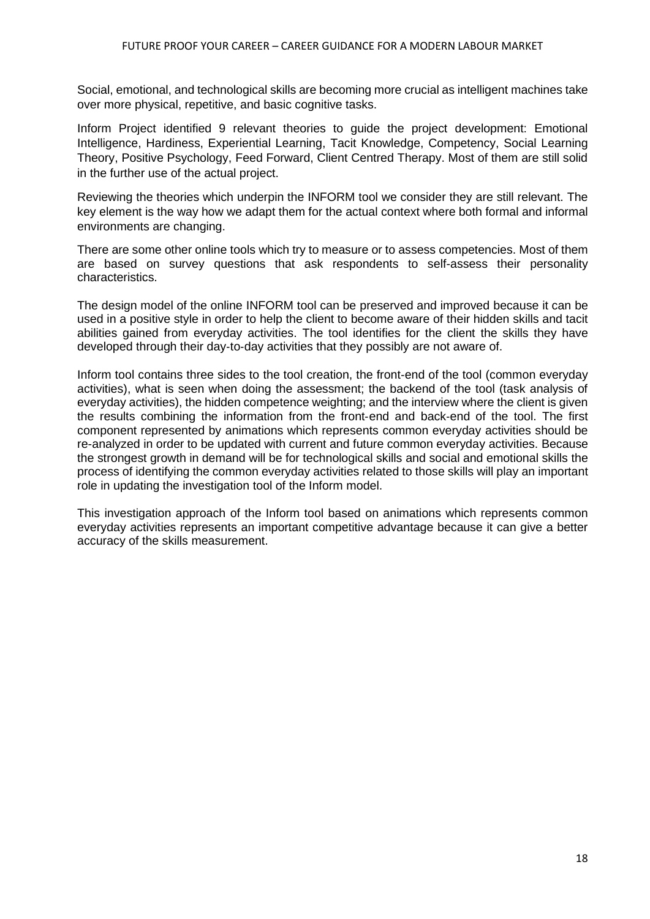Social, emotional, and technological skills are becoming more crucial as intelligent machines take over more physical, repetitive, and basic cognitive tasks.

Inform Project identified 9 relevant theories to guide the project development: Emotional Intelligence, Hardiness, Experiential Learning, Tacit Knowledge, Competency, Social Learning Theory, Positive Psychology, Feed Forward, Client Centred Therapy. Most of them are still solid in the further use of the actual project.

Reviewing the theories which underpin the INFORM tool we consider they are still relevant. The key element is the way how we adapt them for the actual context where both formal and informal environments are changing.

There are some other online tools which try to measure or to assess competencies. Most of them are based on survey questions that ask respondents to self-assess their personality characteristics.

The design model of the online INFORM tool can be preserved and improved because it can be used in a positive style in order to help the client to become aware of their hidden skills and tacit abilities gained from everyday activities. The tool identifies for the client the skills they have developed through their day-to-day activities that they possibly are not aware of.

Inform tool contains three sides to the tool creation, the front-end of the tool (common everyday activities), what is seen when doing the assessment; the backend of the tool (task analysis of everyday activities), the hidden competence weighting; and the interview where the client is given the results combining the information from the front-end and back-end of the tool. The first component represented by animations which represents common everyday activities should be re-analyzed in order to be updated with current and future common everyday activities. Because the strongest growth in demand will be for technological skills and social and emotional skills the process of identifying the common everyday activities related to those skills will play an important role in updating the investigation tool of the Inform model.

This investigation approach of the Inform tool based on animations which represents common everyday activities represents an important competitive advantage because it can give a better accuracy of the skills measurement.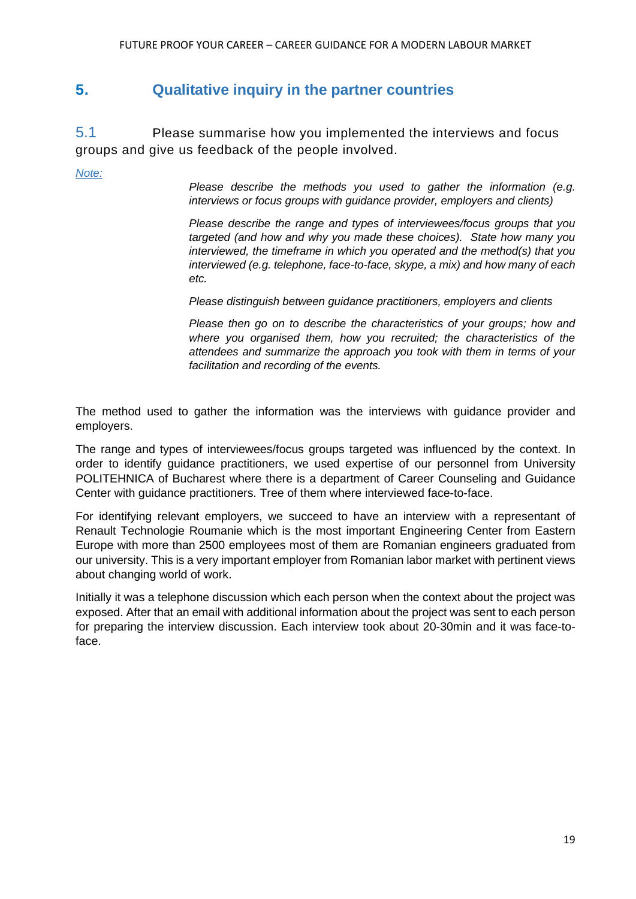## 5. Qualitative inquiry in the partner countries

### 5.1 Please summarise how you implemented the interviews and focus groups and give us feedback of the people involved.

*Note:*

> *Please describe the methods you used to gather the information (e.g. interviews or focus groups with guidance provider, employers and clients)*
>
> *Please describe the range and types of interviewees/focus groups that you targeted (and how and why you made these choices). State how many you interviewed, the timeframe in which you operated and the method(s) that you interviewed (e.g. telephone, face-to-face, skype, a mix) and how many of each etc.*
>
> *Please distinguish between guidance practitioners, employers and clients*
>
> *Please then go on to describe the characteristics of your groups; how and where you organised them, how you recruited; the characteristics of the attendees and summarize the approach you took with them in terms of your facilitation and recording of the events.*

The method used to gather the information was the interviews with guidance provider and employers.

The range and types of interviewees/focus groups targeted was influenced by the context. In order to identify guidance practitioners, we used expertise of our personnel from University POLITEHNICA of Bucharest where there is a department of Career Counseling and Guidance Center with guidance practitioners. Tree of them where interviewed face-to-face.

For identifying relevant employers, we succeed to have an interview with a representant of Renault Technologie Roumanie which is the most important Engineering Center from Eastern Europe with more than 2500 employees most of them are Romanian engineers graduated from our university. This is a very important employer from Romanian labor market with pertinent views about changing world of work.

Initially it was a telephone discussion which each person when the context about the project was exposed. After that an email with additional information about the project was sent to each person for preparing the interview discussion. Each interview took about 20-30min and it was face-to-face.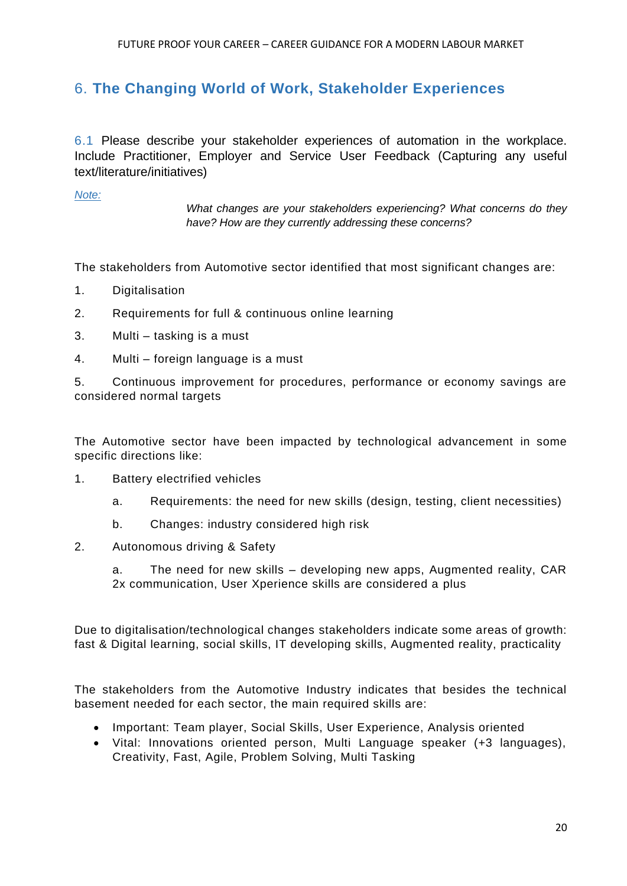## 6. The Changing World of Work, Stakeholder Experiences

6.1 Please describe your stakeholder experiences of automation in the workplace. Include Practitioner, Employer and Service User Feedback (Capturing any useful text/literature/initiatives)

*Note:*

*What changes are your stakeholders experiencing? What concerns do they have? How are they currently addressing these concerns?*

The stakeholders from Automotive sector identified that most significant changes are:

1. Digitalisation
2. Requirements for full & continuous online learning
3. Multi – tasking is a must
4. Multi – foreign language is a must
5. Continuous improvement for procedures, performance or economy savings are considered normal targets

The Automotive sector have been impacted by technological advancement in some specific directions like:

1. Battery electrified vehicles
   a. Requirements: the need for new skills (design, testing, client necessities)
   b. Changes: industry considered high risk
2. Autonomous driving & Safety
   a. The need for new skills – developing new apps, Augmented reality, CAR 2x communication, User Xperience skills are considered a plus

Due to digitalisation/technological changes stakeholders indicate some areas of growth: fast & Digital learning, social skills, IT developing skills, Augmented reality, practicality

The stakeholders from the Automotive Industry indicates that besides the technical basement needed for each sector, the main required skills are:

- Important: Team player, Social Skills, User Experience, Analysis oriented
- Vital: Innovations oriented person, Multi Language speaker (+3 languages), Creativity, Fast, Agile, Problem Solving, Multi Tasking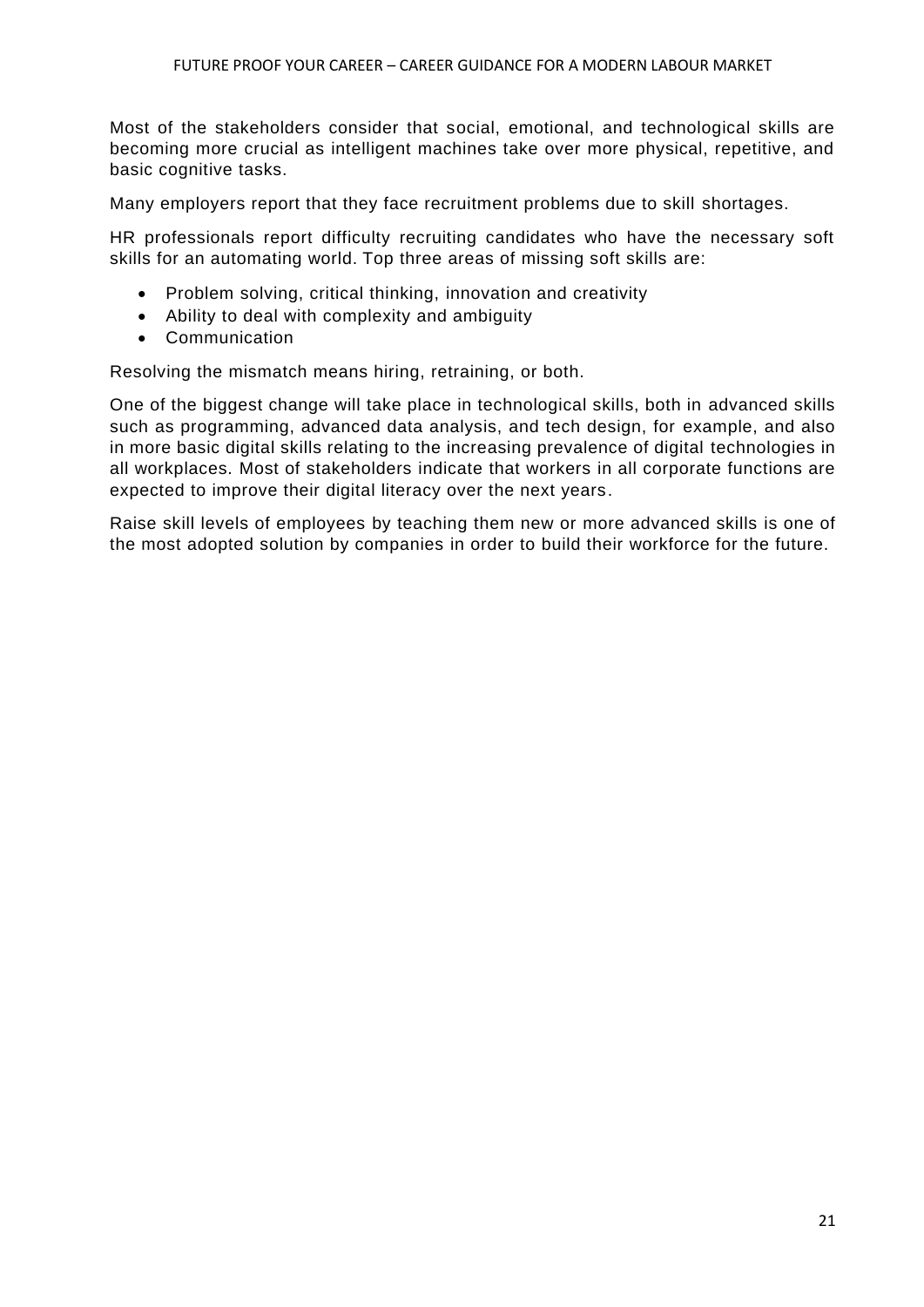Most of the stakeholders consider that social, emotional, and technological skills are becoming more crucial as intelligent machines take over more physical, repetitive, and basic cognitive tasks.

Many employers report that they face recruitment problems due to skill shortages.

HR professionals report difficulty recruiting candidates who have the necessary soft skills for an automating world. Top three areas of missing soft skills are:

- Problem solving, critical thinking, innovation and creativity
- Ability to deal with complexity and ambiguity
- Communication

Resolving the mismatch means hiring, retraining, or both.

One of the biggest change will take place in technological skills, both in advanced skills such as programming, advanced data analysis, and tech design, for example, and also in more basic digital skills relating to the increasing prevalence of digital technologies in all workplaces. Most of stakeholders indicate that workers in all corporate functions are expected to improve their digital literacy over the next years.

Raise skill levels of employees by teaching them new or more advanced skills is one of the most adopted solution by companies in order to build their workforce for the future.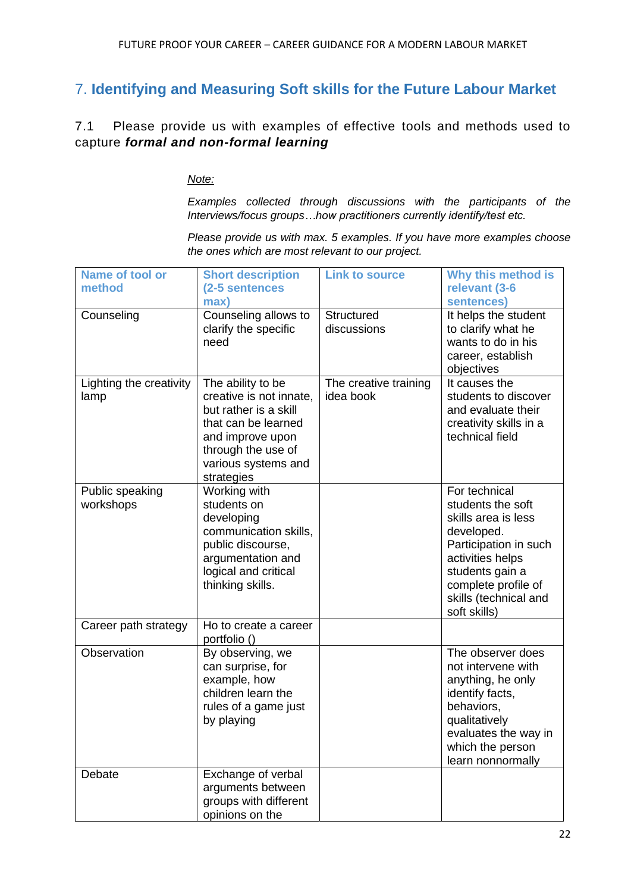## 7. Identifying and Measuring Soft skills for the Future Labour Market

7.1 Please provide us with examples of effective tools and methods used to capture ***formal and non-formal learning***

*Note:*

*Examples collected through discussions with the participants of the Interviews/focus groups…how practitioners currently identify/test etc.*

*Please provide us with max. 5 examples. If you have more examples choose the ones which are most relevant to our project.*

| Name of tool or method | Short description (2-5 sentences max) | Link to source | Why this method is relevant (3-6 sentences) |
|---|---|---|---|
| Counseling | Counseling allows to clarify the specific need | Structured discussions | It helps the student to clarify what he wants to do in his career, establish objectives |
| Lighting the creativity lamp | The ability to be creative is not innate, but rather is a skill that can be learned and improve upon through the use of various systems and strategies | The creative training idea book | It causes the students to discover and evaluate their creativity skills in a technical field |
| Public speaking workshops | Working with students on developing communication skills, public discourse, argumentation and logical and critical thinking skills. | | For technical students the soft skills area is less developed. Participation in such activities helps students gain a complete profile of skills (technical and soft skills) |
| Career path strategy | Ho to create a career portfolio () | | |
| Observation | By observing, we can surprise, for example, how children learn the rules of a game just by playing | | The observer does not intervene with anything, he only identify facts, behaviors, qualitatively evaluates the way in which the person learn nonnormally |
| Debate | Exchange of verbal arguments between groups with different opinions on the | | |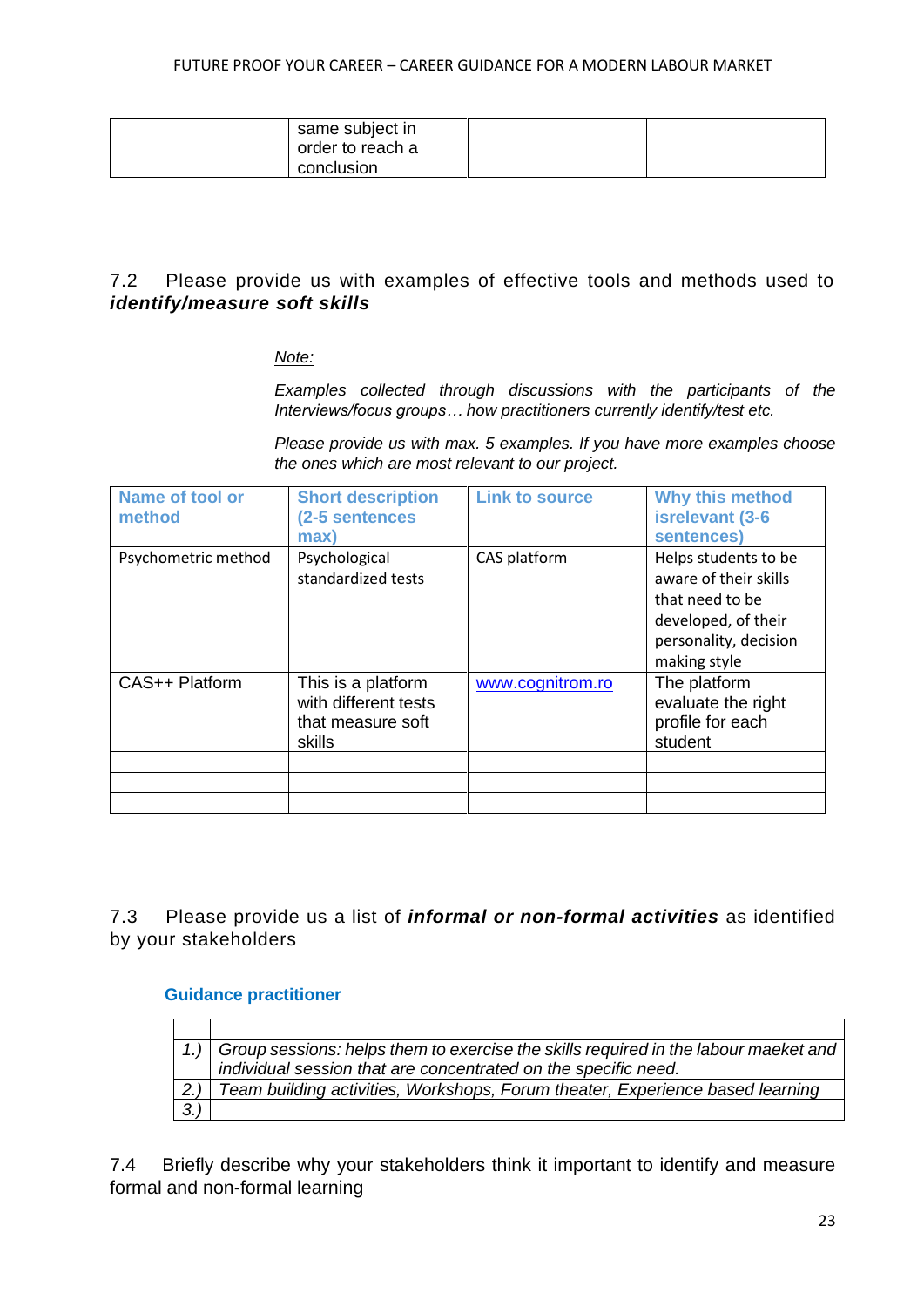|  | same subject in order to reach a conclusion |  |  |
|---|---|---|---|

7.2 Please provide us with examples of effective tools and methods used to ***identify/measure soft skills***

*Note:*

*Examples collected through discussions with the participants of the Interviews/focus groups… how practitioners currently identify/test etc.*

*Please provide us with max. 5 examples. If you have more examples choose the ones which are most relevant to our project.*

| Name of tool or method | Short description (2-5 sentences max) | Link to source | Why this method isrelevant (3-6 sentences) |
|---|---|---|---|
| Psychometric method | Psychological standardized tests | CAS platform | Helps students to be aware of their skills that need to be developed, of their personality, decision making style |
| CAS++ Platform | This is a platform with different tests that measure soft skills | www.cognitrom.ro | The platform evaluate the right profile for each student |
|  |  |  |  |
|  |  |  |  |
|  |  |  |  |

7.3 Please provide us a list of ***informal or non-formal activities*** as identified by your stakeholders

**Guidance practitioner**

|  |  |
|---|---|
| *1.)* | *Group sessions: helps them to exercise the skills required in the labour maeket and individual session that are concentrated on the specific need.* |
| *2.)* | *Team building activities, Workshops, Forum theater, Experience based learning* |
| *3.)* |  |

7.4 Briefly describe why your stakeholders think it important to identify and measure formal and non-formal learning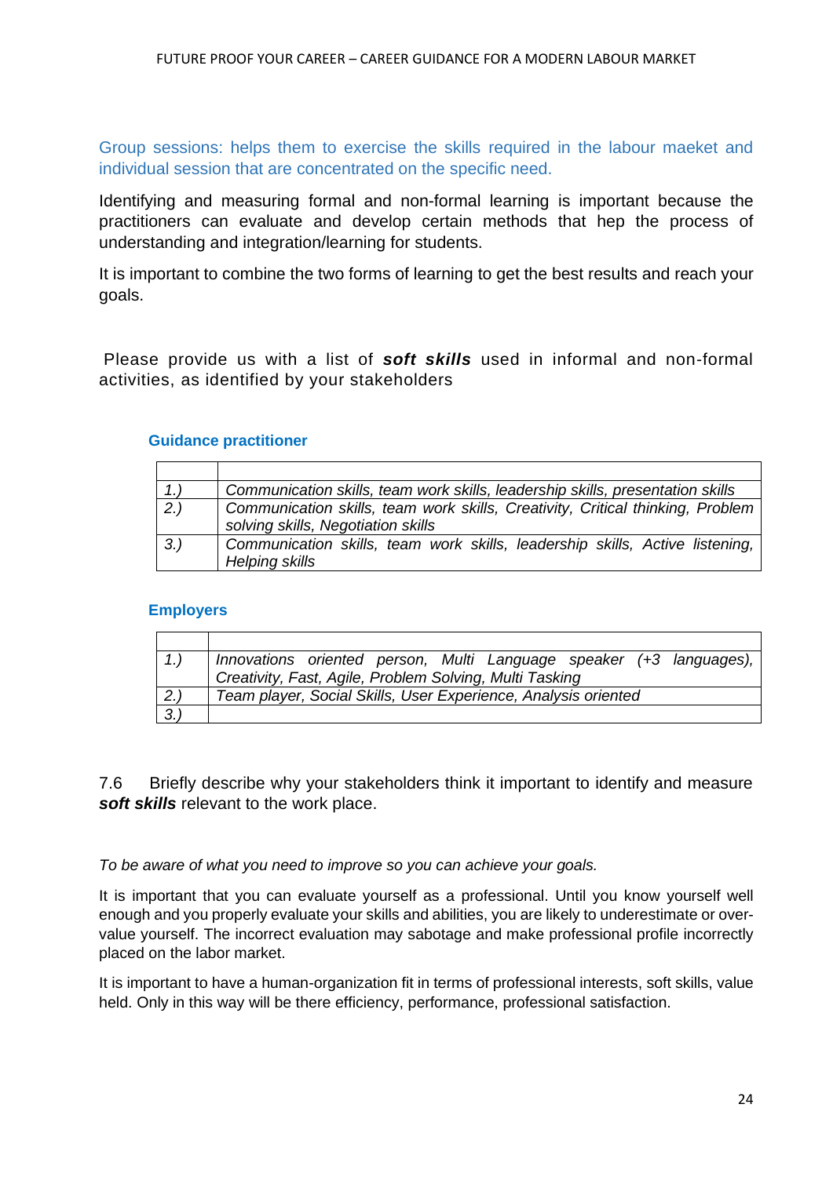Group sessions: helps them to exercise the skills required in the labour maeket and individual session that are concentrated on the specific need.

Identifying and measuring formal and non-formal learning is important because the practitioners can evaluate and develop certain methods that hep the process of understanding and integration/learning for students.

It is important to combine the two forms of learning to get the best results and reach your goals.

Please provide us with a list of ***soft skills*** used in informal and non-formal activities, as identified by your stakeholders

**Guidance practitioner**

| | |
|---|---|
| *1.)* | *Communication skills, team work skills, leadership skills, presentation skills* |
| *2.)* | *Communication skills, team work skills, Creativity, Critical thinking, Problem solving skills, Negotiation skills* |
| *3.)* | *Communication skills, team work skills, leadership skills, Active listening, Helping skills* |

**Employers**

| | |
|---|---|
| *1.)* | *Innovations oriented person, Multi Language speaker (+3 languages), Creativity, Fast, Agile, Problem Solving, Multi Tasking* |
| *2.)* | *Team player, Social Skills, User Experience, Analysis oriented* |
| *3.)* | |

7.6 Briefly describe why your stakeholders think it important to identify and measure ***soft skills*** relevant to the work place.

*To be aware of what you need to improve so you can achieve your goals.*

It is important that you can evaluate yourself as a professional. Until you know yourself well enough and you properly evaluate your skills and abilities, you are likely to underestimate or over-value yourself. The incorrect evaluation may sabotage and make professional profile incorrectly placed on the labor market.

It is important to have a human-organization fit in terms of professional interests, soft skills, value held. Only in this way will be there efficiency, performance, professional satisfaction.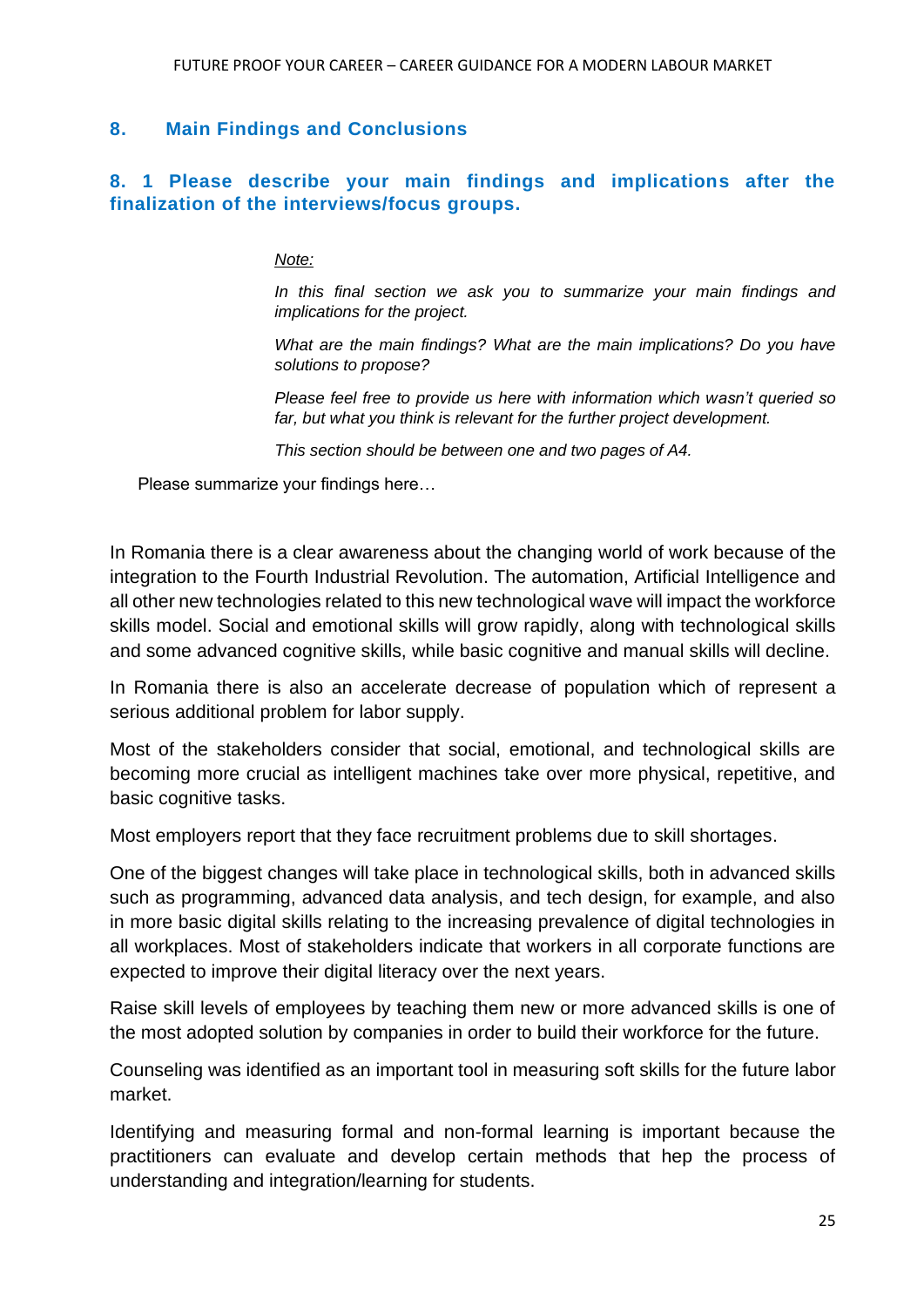## 8. Main Findings and Conclusions

### 8. 1 Please describe your main findings and implications after the finalization of the interviews/focus groups.

*Note:*

*In this final section we ask you to summarize your main findings and implications for the project.*

*What are the main findings? What are the main implications? Do you have solutions to propose?*

*Please feel free to provide us here with information which wasn't queried so far, but what you think is relevant for the further project development.*

*This section should be between one and two pages of A4.*

Please summarize your findings here…

In Romania there is a clear awareness about the changing world of work because of the integration to the Fourth Industrial Revolution. The automation, Artificial Intelligence and all other new technologies related to this new technological wave will impact the workforce skills model. Social and emotional skills will grow rapidly, along with technological skills and some advanced cognitive skills, while basic cognitive and manual skills will decline.

In Romania there is also an accelerate decrease of population which of represent a serious additional problem for labor supply.

Most of the stakeholders consider that social, emotional, and technological skills are becoming more crucial as intelligent machines take over more physical, repetitive, and basic cognitive tasks.

Most employers report that they face recruitment problems due to skill shortages.

One of the biggest changes will take place in technological skills, both in advanced skills such as programming, advanced data analysis, and tech design, for example, and also in more basic digital skills relating to the increasing prevalence of digital technologies in all workplaces. Most of stakeholders indicate that workers in all corporate functions are expected to improve their digital literacy over the next years.

Raise skill levels of employees by teaching them new or more advanced skills is one of the most adopted solution by companies in order to build their workforce for the future.

Counseling was identified as an important tool in measuring soft skills for the future labor market.

Identifying and measuring formal and non-formal learning is important because the practitioners can evaluate and develop certain methods that hep the process of understanding and integration/learning for students.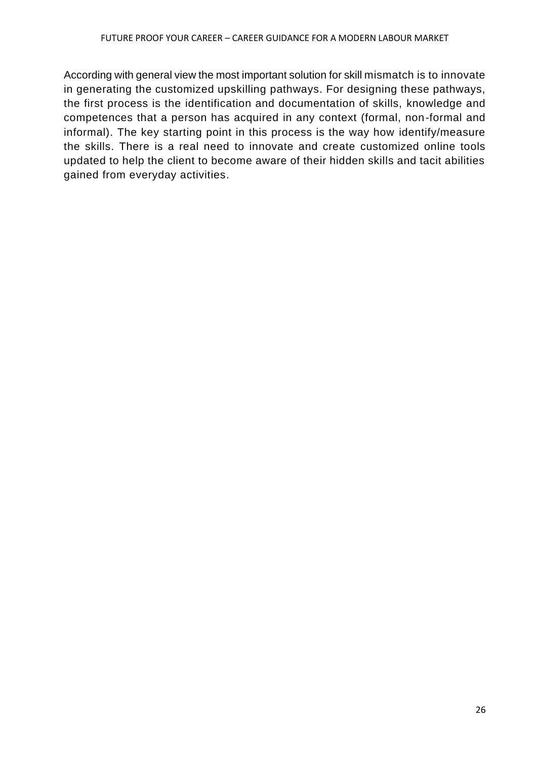According with general view the most important solution for skill mismatch is to innovate in generating the customized upskilling pathways. For designing these pathways, the first process is the identification and documentation of skills, knowledge and competences that a person has acquired in any context (formal, non-formal and informal). The key starting point in this process is the way how identify/measure the skills. There is a real need to innovate and create customized online tools updated to help the client to become aware of their hidden skills and tacit abilities gained from everyday activities.